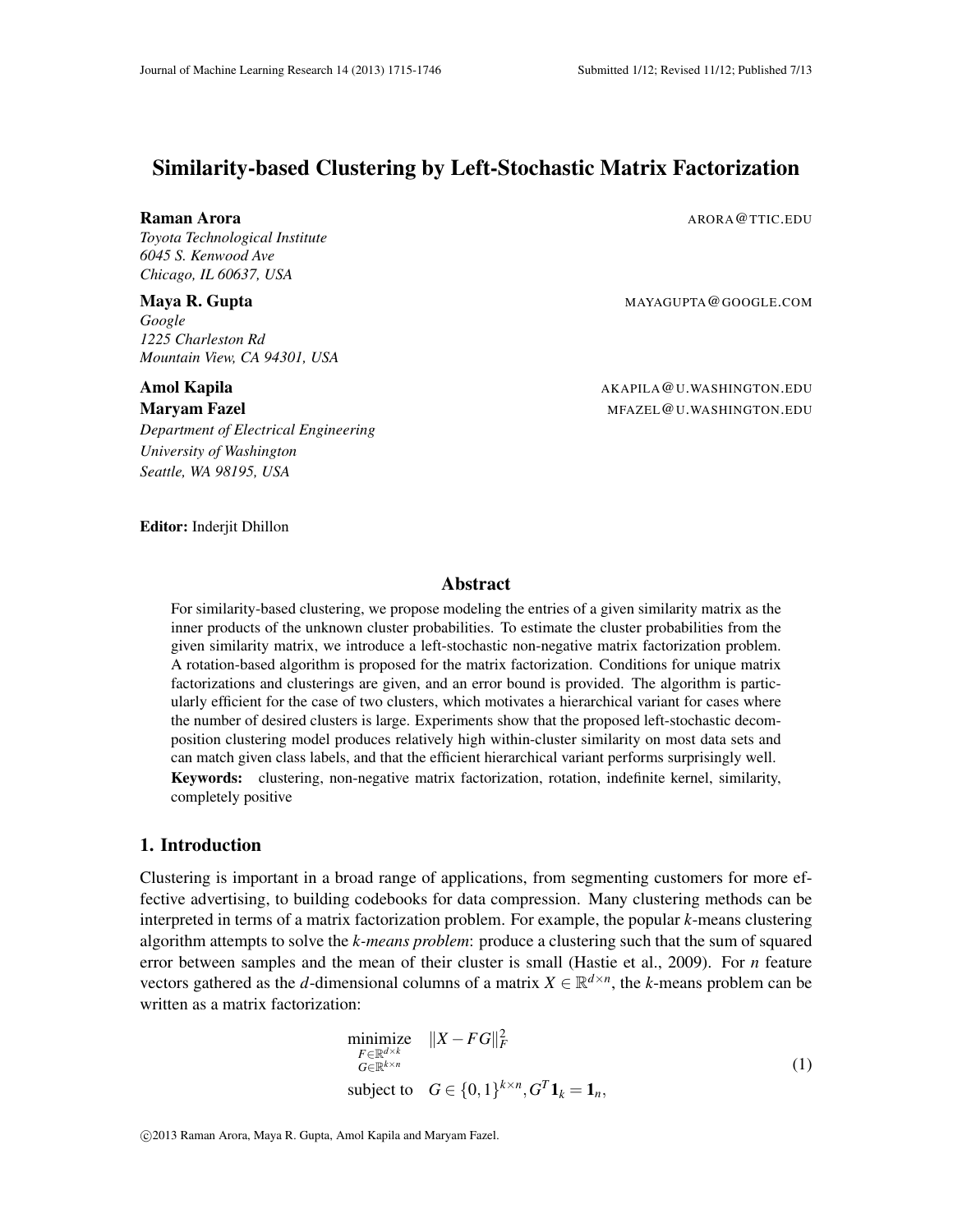# Similarity-based Clustering by Left-Stochastic Matrix Factorization

**Raman Arora** ARORA@TTIC.EDU
*Toyota Technological Institute*
*6045 S. Kenwood Ave*
*Chicago, IL 60637, USA*

**Maya R. Gupta** MAYAGUPTA@GOOGLE.COM
*Google*
*1225 Charleston Rd*
*Mountain View, CA 94301, USA*

**Amol Kapila** AKAPILA@U.WASHINGTON.EDU
**Maryam Fazel** MFAZEL@U.WASHINGTON.EDU
*Department of Electrical Engineering*
*University of Washington*
*Seattle, WA 98195, USA*

**Editor:** Inderjit Dhillon

## Abstract

For similarity-based clustering, we propose modeling the entries of a given similarity matrix as the inner products of the unknown cluster probabilities. To estimate the cluster probabilities from the given similarity matrix, we introduce a left-stochastic non-negative matrix factorization problem. A rotation-based algorithm is proposed for the matrix factorization. Conditions for unique matrix factorizations and clusterings are given, and an error bound is provided. The algorithm is particularly efficient for the case of two clusters, which motivates a hierarchical variant for cases where the number of desired clusters is large. Experiments show that the proposed left-stochastic decomposition clustering model produces relatively high within-cluster similarity on most data sets and can match given class labels, and that the efficient hierarchical variant performs surprisingly well.

**Keywords:** clustering, non-negative matrix factorization, rotation, indefinite kernel, similarity, completely positive

## 1. Introduction

Clustering is important in a broad range of applications, from segmenting customers for more effective advertising, to building codebooks for data compression. Many clustering methods can be interpreted in terms of a matrix factorization problem. For example, the popular *k*-means clustering algorithm attempts to solve the *k-means problem*: produce a clustering such that the sum of squared error between samples and the mean of their cluster is small (Hastie et al., 2009). For $n$ feature vectors gathered as the $d$-dimensional columns of a matrix $X \in \mathbb{R}^{d\times n}$, the $k$-means problem can be written as a matrix factorization:

$$\begin{aligned} \underset{\substack{F\in\mathbb{R}^{d\times k}\\ G\in\mathbb{R}^{k\times n}}}{\text{minimize}} \quad & \|X - FG\|_F^2 \\ \text{subject to} \quad & G \in \{0,1\}^{k\times n}, G^T\mathbf{1}_k = \mathbf{1}_n, \end{aligned} \tag{1}$$

©2013 Raman Arora, Maya R. Gupta, Amol Kapila and Maryam Fazel.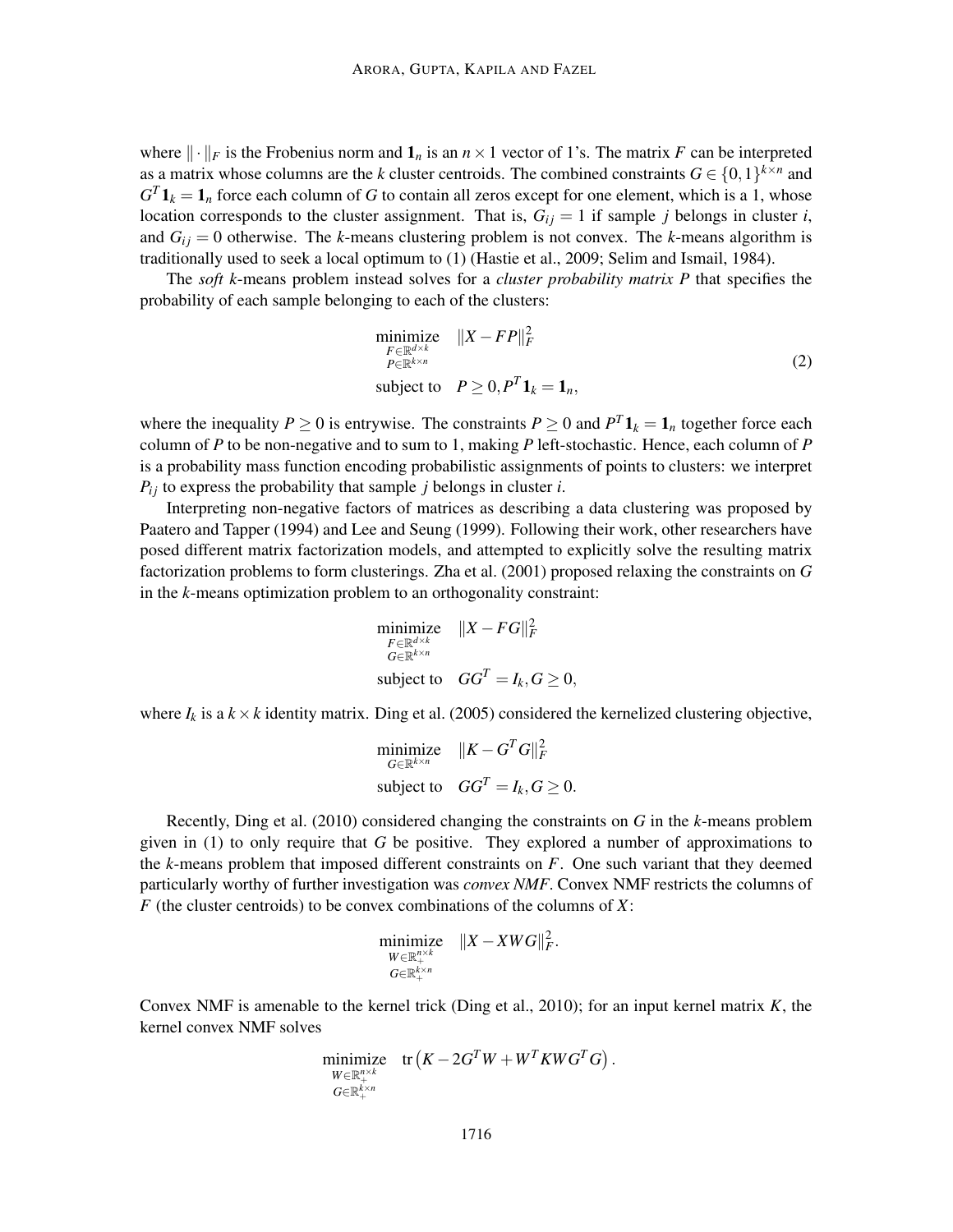where $\|\cdot\|_F$ is the Frobenius norm and $\mathbf{1}_n$ is an $n \times 1$ vector of 1's. The matrix $F$ can be interpreted as a matrix whose columns are the $k$ cluster centroids. The combined constraints $G \in \{0,1\}^{k \times n}$ and $G^T \mathbf{1}_k = \mathbf{1}_n$ force each column of $G$ to contain all zeros except for one element, which is a 1, whose location corresponds to the cluster assignment. That is, $G_{ij} = 1$ if sample $j$ belongs in cluster $i$, and $G_{ij} = 0$ otherwise. The $k$-means clustering problem is not convex. The $k$-means algorithm is traditionally used to seek a local optimum to (1) (Hastie et al., 2009; Selim and Ismail, 1984).

The *soft* $k$-means problem instead solves for a *cluster probability matrix* $P$ that specifies the probability of each sample belonging to each of the clusters:

$$
\begin{aligned}
\underset{\substack{F \in \mathbb{R}^{d \times k} \\ P \in \mathbb{R}^{k \times n}}}{\text{minimize}} \quad & \|X - FP\|_F^2 \\
\text{subject to} \quad & P \geq 0, P^T \mathbf{1}_k = \mathbf{1}_n,
\end{aligned}
\tag{2}
$$

where the inequality $P \geq 0$ is entrywise. The constraints $P \geq 0$ and $P^T \mathbf{1}_k = \mathbf{1}_n$ together force each column of $P$ to be non-negative and to sum to 1, making $P$ left-stochastic. Hence, each column of $P$ is a probability mass function encoding probabilistic assignments of points to clusters: we interpret $P_{ij}$ to express the probability that sample $j$ belongs in cluster $i$.

Interpreting non-negative factors of matrices as describing a data clustering was proposed by Paatero and Tapper (1994) and Lee and Seung (1999). Following their work, other researchers have posed different matrix factorization models, and attempted to explicitly solve the resulting matrix factorization problems to form clusterings. Zha et al. (2001) proposed relaxing the constraints on $G$ in the $k$-means optimization problem to an orthogonality constraint:

$$
\begin{aligned}
\underset{\substack{F \in \mathbb{R}^{d \times k} \\ G \in \mathbb{R}^{k \times n}}}{\text{minimize}} \quad & \|X - FG\|_F^2 \\
\text{subject to} \quad & GG^T = I_k, G \geq 0,
\end{aligned}
$$

where $I_k$ is a $k \times k$ identity matrix. Ding et al. (2005) considered the kernelized clustering objective,

$$
\begin{aligned}
\underset{G \in \mathbb{R}^{k \times n}}{\text{minimize}} \quad & \|K - G^T G\|_F^2 \\
\text{subject to} \quad & GG^T = I_k, G \geq 0.
\end{aligned}
$$

Recently, Ding et al. (2010) considered changing the constraints on $G$ in the $k$-means problem given in (1) to only require that $G$ be positive. They explored a number of approximations to the $k$-means problem that imposed different constraints on $F$. One such variant that they deemed particularly worthy of further investigation was *convex NMF*. Convex NMF restricts the columns of $F$ (the cluster centroids) to be convex combinations of the columns of $X$:

$$
\underset{\substack{W \in \mathbb{R}_+^{n \times k} \\ G \in \mathbb{R}_+^{k \times n}}}{\text{minimize}} \quad \|X - XWG\|_F^2.
$$

Convex NMF is amenable to the kernel trick (Ding et al., 2010); for an input kernel matrix $K$, the kernel convex NMF solves

$$
\underset{\substack{W \in \mathbb{R}_+^{n \times k} \\ G \in \mathbb{R}_+^{k \times n}}}{\text{minimize}} \quad \operatorname{tr}\left(K - 2G^T W + W^T K W G^T G\right).
$$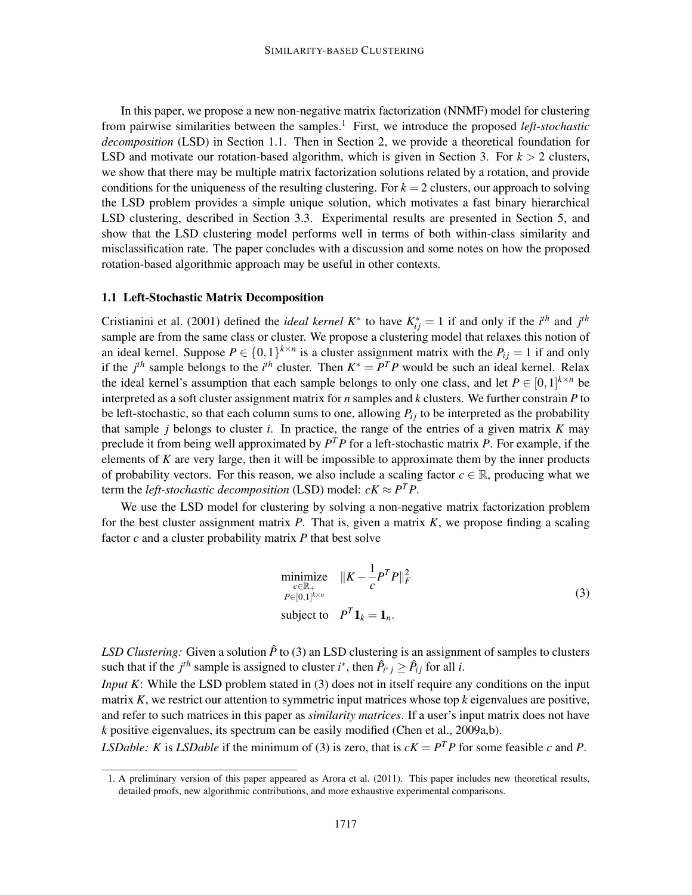In this paper, we propose a new non-negative matrix factorization (NNMF) model for clustering from pairwise similarities between the samples.[1] First, we introduce the proposed *left-stochastic decomposition* (LSD) in Section 1.1. Then in Section 2, we provide a theoretical foundation for LSD and motivate our rotation-based algorithm, which is given in Section 3. For $k > 2$ clusters, we show that there may be multiple matrix factorization solutions related by a rotation, and provide conditions for the uniqueness of the resulting clustering. For $k = 2$ clusters, our approach to solving the LSD problem provides a simple unique solution, which motivates a fast binary hierarchical LSD clustering, described in Section 3.3. Experimental results are presented in Section 5, and show that the LSD clustering model performs well in terms of both within-class similarity and misclassification rate. The paper concludes with a discussion and some notes on how the proposed rotation-based algorithmic approach may be useful in other contexts.

### 1.1 Left-Stochastic Matrix Decomposition

Cristianini et al. (2001) defined the *ideal kernel* $K^*$ to have $K^*_{ij} = 1$ if and only if the $i^{th}$ and $j^{th}$ sample are from the same class or cluster. We propose a clustering model that relaxes this notion of an ideal kernel. Suppose $P \in \{0,1\}^{k \times n}$ is a cluster assignment matrix with the $P_{ij} = 1$ if and only if the $j^{th}$ sample belongs to the $i^{th}$ cluster. Then $K^* = P^T P$ would be such an ideal kernel. Relax the ideal kernel's assumption that each sample belongs to only one class, and let $P \in [0,1]^{k \times n}$ be interpreted as a soft cluster assignment matrix for $n$ samples and $k$ clusters. We further constrain $P$ to be left-stochastic, so that each column sums to one, allowing $P_{ij}$ to be interpreted as the probability that sample $j$ belongs to cluster $i$. In practice, the range of the entries of a given matrix $K$ may preclude it from being well approximated by $P^T P$ for a left-stochastic matrix $P$. For example, if the elements of $K$ are very large, then it will be impossible to approximate them by the inner products of probability vectors. For this reason, we also include a scaling factor $c \in \mathbb{R}$, producing what we term the *left-stochastic decomposition* (LSD) model: $cK \approx P^T P$.

We use the LSD model for clustering by solving a non-negative matrix factorization problem for the best cluster assignment matrix $P$. That is, given a matrix $K$, we propose finding a scaling factor $c$ and a cluster probability matrix $P$ that best solve

$$
\begin{aligned}
\underset{\substack{c \in \mathbb{R}_+ \\ P \in [0,1]^{k \times n}}}{\text{minimize}} \quad & \|K - \frac{1}{c} P^T P\|_F^2 \\
\text{subject to} \quad & P^T \mathbf{1}_k = \mathbf{1}_n.
\end{aligned}
\tag{3}
$$

*LSD Clustering:* Given a solution $\hat{P}$ to (3) an LSD clustering is an assignment of samples to clusters such that if the $j^{th}$ sample is assigned to cluster $i^*$, then $\hat{P}_{i^* j} \geq \hat{P}_{ij}$ for all $i$.

*Input K*: While the LSD problem stated in (3) does not in itself require any conditions on the input matrix $K$, we restrict our attention to symmetric input matrices whose top $k$ eigenvalues are positive, and refer to such matrices in this paper as *similarity matrices*. If a user's input matrix does not have $k$ positive eigenvalues, its spectrum can be easily modified (Chen et al., 2009a,b).

*LSDable: K* is *LSDable* if the minimum of (3) is zero, that is $cK = P^T P$ for some feasible $c$ and $P$.

[1] A preliminary version of this paper appeared as Arora et al. (2011). This paper includes new theoretical results, detailed proofs, new algorithmic contributions, and more exhaustive experimental comparisons.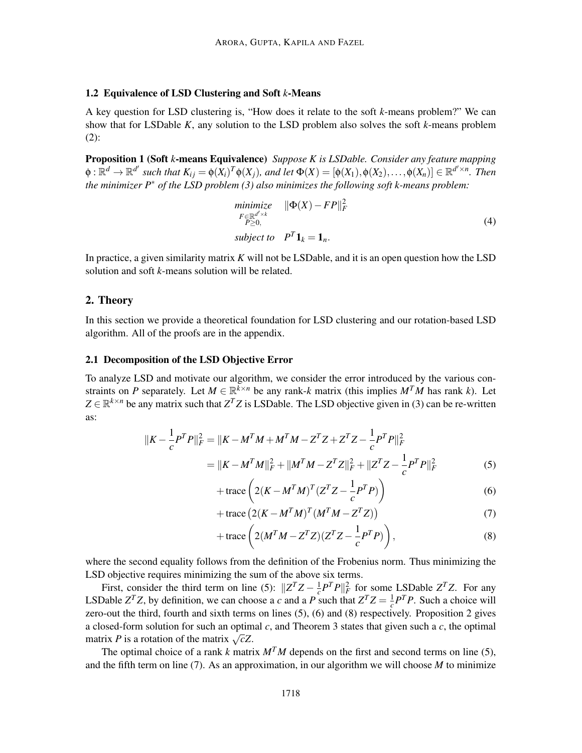### 1.2 Equivalence of LSD Clustering and Soft $k$-Means

A key question for LSD clustering is, "How does it relate to the soft $k$-means problem?" We can show that for LSDable $K$, any solution to the LSD problem also solves the soft $k$-means problem (2):

**Proposition 1 (Soft $k$-means Equivalence)** *Suppose $K$ is LSDable. Consider any feature mapping $\phi : \mathbb{R}^d \to \mathbb{R}^{d'}$ such that $K_{ij} = \phi(X_i)^T \phi(X_j)$, and let $\Phi(X) = [\phi(X_1), \phi(X_2), \ldots, \phi(X_n)] \in \mathbb{R}^{d' \times n}$. Then the minimizer $P^*$ of the LSD problem (3) also minimizes the following soft k-means problem:*

$$
\begin{aligned}
\underset{\substack{F \in \mathbb{R}^{d' \times k} \\ P \geq 0,}}{\text{minimize}} \quad & \|\Phi(X) - FP\|_F^2 \\
\text{subject to} \quad & P^T \mathbf{1}_k = \mathbf{1}_n.
\end{aligned} \tag{4}
$$

In practice, a given similarity matrix $K$ will not be LSDable, and it is an open question how the LSD solution and soft $k$-means solution will be related.

## 2. Theory

In this section we provide a theoretical foundation for LSD clustering and our rotation-based LSD algorithm. All of the proofs are in the appendix.

### 2.1 Decomposition of the LSD Objective Error

To analyze LSD and motivate our algorithm, we consider the error introduced by the various constraints on $P$ separately. Let $M \in \mathbb{R}^{k \times n}$ be any rank-$k$ matrix (this implies $M^T M$ has rank $k$). Let $Z \in \mathbb{R}^{k \times n}$ be any matrix such that $Z^T Z$ is LSDable. The LSD objective given in (3) can be re-written as:

$$
\begin{aligned}
\|K - \frac{1}{c} P^T P\|_F^2 &= \|K - M^T M + M^T M - Z^T Z + Z^T Z - \frac{1}{c} P^T P\|_F^2 \\
&= \|K - M^T M\|_F^2 + \|M^T M - Z^T Z\|_F^2 + \|Z^T Z - \frac{1}{c} P^T P\|_F^2 \qquad (5) \\
&\quad + \text{trace}\left(2(K - M^T M)^T (Z^T Z - \frac{1}{c} P^T P)\right) \qquad (6) \\
&\quad + \text{trace}\left(2(K - M^T M)^T (M^T M - Z^T Z)\right) \qquad (7) \\
&\quad + \text{trace}\left(2(M^T M - Z^T Z)(Z^T Z - \frac{1}{c} P^T P)\right), \qquad (8)
\end{aligned}
$$

where the second equality follows from the definition of the Frobenius norm. Thus minimizing the LSD objective requires minimizing the sum of the above six terms.

First, consider the third term on line (5): $\|Z^T Z - \frac{1}{c} P^T P\|_F^2$ for some LSDable $Z^T Z$. For any LSDable $Z^T Z$, by definition, we can choose a $c$ and a $P$ such that $Z^T Z = \frac{1}{c} P^T P$. Such a choice will zero-out the third, fourth and sixth terms on lines (5), (6) and (8) respectively. Proposition 2 gives a closed-form solution for such an optimal $c$, and Theorem 3 states that given such a $c$, the optimal matrix $P$ is a rotation of the matrix $\sqrt{c} Z$.

The optimal choice of a rank $k$ matrix $M^T M$ depends on the first and second terms on line (5), and the fifth term on line (7). As an approximation, in our algorithm we will choose $M$ to minimize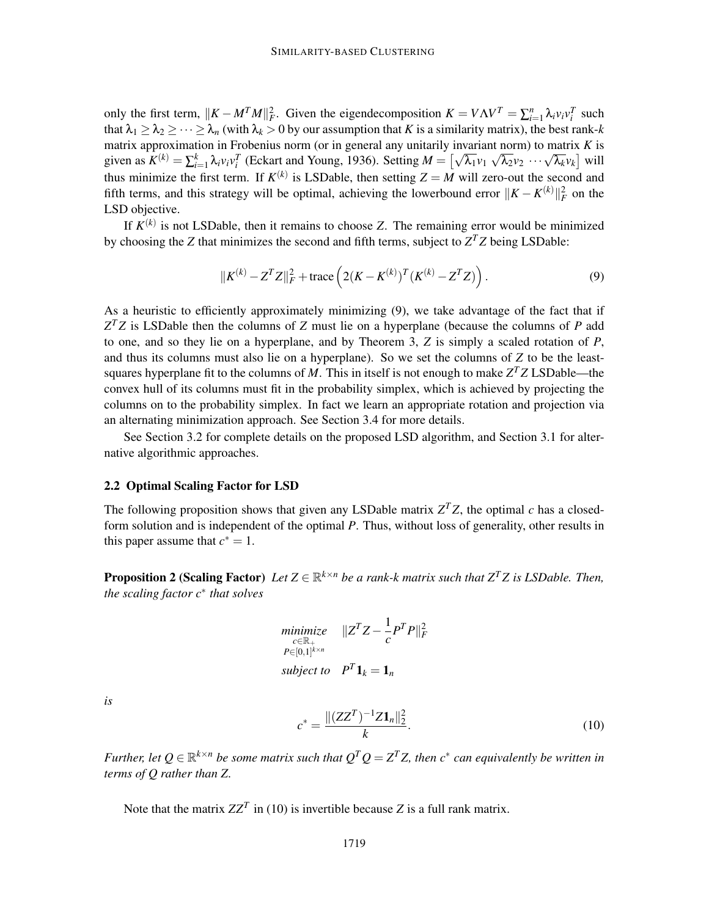only the first term, $\|K - M^T M\|_F^2$. Given the eigendecomposition $K = V\Lambda V^T = \sum_{i=1}^n \lambda_i v_i v_i^T$ such that $\lambda_1 \geq \lambda_2 \geq \cdots \geq \lambda_n$ (with $\lambda_k > 0$ by our assumption that $K$ is a similarity matrix), the best rank-$k$ matrix approximation in Frobenius norm (or in general any unitarily invariant norm) to matrix $K$ is given as $K^{(k)} = \sum_{i=1}^k \lambda_i v_i v_i^T$ (Eckart and Young, 1936). Setting $M = \left[\sqrt{\lambda_1} v_1 \ \sqrt{\lambda_2} v_2 \ \cdots \sqrt{\lambda_k} v_k\right]$ will thus minimize the first term. If $K^{(k)}$ is LSDable, then setting $Z = M$ will zero-out the second and fifth terms, and this strategy will be optimal, achieving the lowerbound error $\|K - K^{(k)}\|_F^2$ on the LSD objective.

If $K^{(k)}$ is not LSDable, then it remains to choose $Z$. The remaining error would be minimized by choosing the $Z$ that minimizes the second and fifth terms, subject to $Z^T Z$ being LSDable:

$$\|K^{(k)} - Z^T Z\|_F^2 + \text{trace}\left(2(K - K^{(k)})^T (K^{(k)} - Z^T Z)\right). \tag{9}$$

As a heuristic to efficiently approximately minimizing (9), we take advantage of the fact that if $Z^T Z$ is LSDable then the columns of $Z$ must lie on a hyperplane (because the columns of $P$ add to one, and so they lie on a hyperplane, and by Theorem 3, $Z$ is simply a scaled rotation of $P$, and thus its columns must also lie on a hyperplane). So we set the columns of $Z$ to be the least-squares hyperplane fit to the columns of $M$. This in itself is not enough to make $Z^T Z$ LSDable—the convex hull of its columns must fit in the probability simplex, which is achieved by projecting the columns on to the probability simplex. In fact we learn an appropriate rotation and projection via an alternating minimization approach. See Section 3.4 for more details.

See Section 3.2 for complete details on the proposed LSD algorithm, and Section 3.1 for alternative algorithmic approaches.

## 2.2 Optimal Scaling Factor for LSD

The following proposition shows that given any LSDable matrix $Z^T Z$, the optimal $c$ has a closed-form solution and is independent of the optimal $P$. Thus, without loss of generality, other results in this paper assume that $c^* = 1$.

**Proposition 2 (Scaling Factor)** *Let $Z \in \mathbb{R}^{k \times n}$ be a rank-$k$ matrix such that $Z^T Z$ is LSDable. Then, the scaling factor $c^*$ that solves*

$$\begin{aligned}
&\underset{\substack{c \in \mathbb{R}_+ \\ P \in [0,1]^{k \times n}}}{\text{minimize}} \quad \|Z^T Z - \frac{1}{c} P^T P\|_F^2 \\
&\text{subject to} \quad P^T \mathbf{1}_k = \mathbf{1}_n
\end{aligned}$$

*is*

$$c^* = \frac{\|(ZZ^T)^{-1} Z \mathbf{1}_n\|_2^2}{k}. \tag{10}$$

*Further, let $Q \in \mathbb{R}^{k \times n}$ be some matrix such that $Q^T Q = Z^T Z$, then $c^*$ can equivalently be written in terms of $Q$ rather than $Z$.*

Note that the matrix $ZZ^T$ in (10) is invertible because $Z$ is a full rank matrix.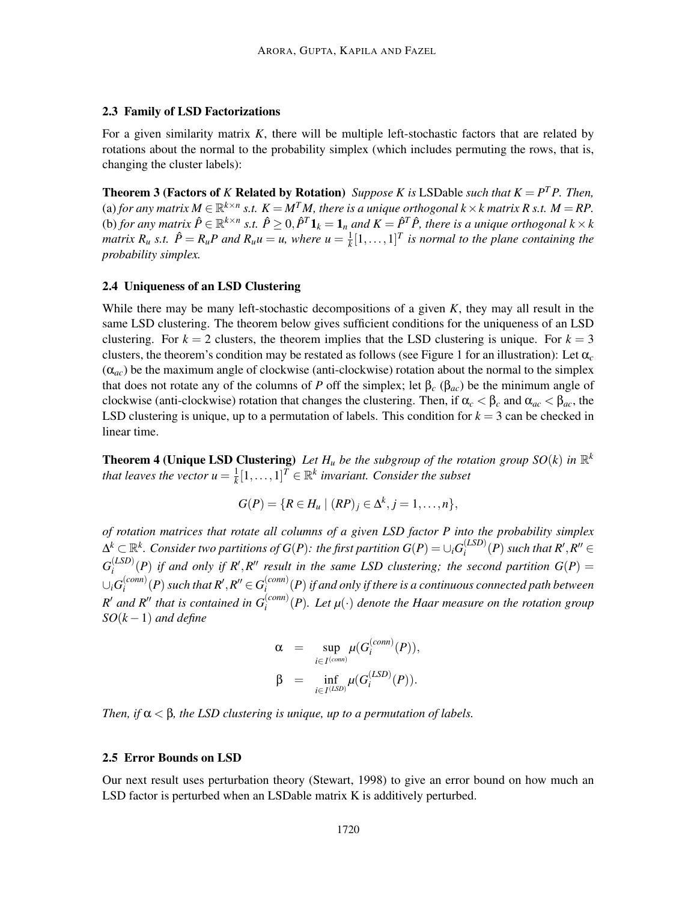### 2.3 Family of LSD Factorizations

For a given similarity matrix $K$, there will be multiple left-stochastic factors that are related by rotations about the normal to the probability simplex (which includes permuting the rows, that is, changing the cluster labels):

**Theorem 3 (Factors of $K$ Related by Rotation)** *Suppose $K$ is* LSDable *such that $K = P^T P$. Then,* (a) *for any matrix $M \in \mathbb{R}^{k\times n}$ s.t. $K = M^T M$, there is a unique orthogonal $k\times k$ matrix $R$ s.t. $M = RP$.* (b) *for any matrix $\hat{P} \in \mathbb{R}^{k\times n}$ s.t. $\hat{P} \geq 0, \hat{P}^T \mathbf{1}_k = \mathbf{1}_n$ and $K = \hat{P}^T \hat{P}$, there is a unique orthogonal $k \times k$ matrix $R_u$ s.t. $\hat{P} = R_u P$ and $R_u u = u$, where $u = \frac{1}{k}[1,\ldots,1]^T$ is normal to the plane containing the probability simplex.*

### 2.4 Uniqueness of an LSD Clustering

While there may be many left-stochastic decompositions of a given $K$, they may all result in the same LSD clustering. The theorem below gives sufficient conditions for the uniqueness of an LSD clustering. For $k = 2$ clusters, the theorem implies that the LSD clustering is unique. For $k = 3$ clusters, the theorem's condition may be restated as follows (see Figure 1 for an illustration): Let $\alpha_c$ ($\alpha_{ac}$) be the maximum angle of clockwise (anti-clockwise) rotation about the normal to the simplex that does not rotate any of the columns of $P$ off the simplex; let $\beta_c$ ($\beta_{ac}$) be the minimum angle of clockwise (anti-clockwise) rotation that changes the clustering. Then, if $\alpha_c < \beta_c$ and $\alpha_{ac} < \beta_{ac}$, the LSD clustering is unique, up to a permutation of labels. This condition for $k = 3$ can be checked in linear time.

**Theorem 4 (Unique LSD Clustering)** *Let $H_u$ be the subgroup of the rotation group $SO(k)$ in $\mathbb{R}^k$ that leaves the vector $u = \frac{1}{k}[1,\ldots,1]^T \in \mathbb{R}^k$ invariant. Consider the subset*

$$G(P) = \{R \in H_u \mid (RP)_j \in \Delta^k, j = 1,\ldots,n\},$$

*of rotation matrices that rotate all columns of a given LSD factor $P$ into the probability simplex $\Delta^k \subset \mathbb{R}^k$. Consider two partitions of $G(P)$: the first partition $G(P) = \cup_i G_i^{(LSD)}(P)$ such that $R', R'' \in G_i^{(LSD)}(P)$ if and only if $R', R''$ result in the same LSD clustering; the second partition $G(P) = \cup_i G_i^{(conn)}(P)$ such that $R', R'' \in G_i^{(conn)}(P)$ if and only if there is a continuous connected path between $R'$ and $R''$ that is contained in $G_i^{(conn)}(P)$. Let $\mu(\cdot)$ denote the Haar measure on the rotation group $SO(k-1)$ and define*

$$\alpha = \sup_{i\in I^{(conn)}} \mu(G_i^{(conn)}(P)),$$
$$\beta = \inf_{i\in I^{(LSD)}} \mu(G_i^{(LSD)}(P)).$$

*Then, if $\alpha < \beta$, the LSD clustering is unique, up to a permutation of labels.*

### 2.5 Error Bounds on LSD

Our next result uses perturbation theory (Stewart, 1998) to give an error bound on how much an LSD factor is perturbed when an LSDable matrix K is additively perturbed.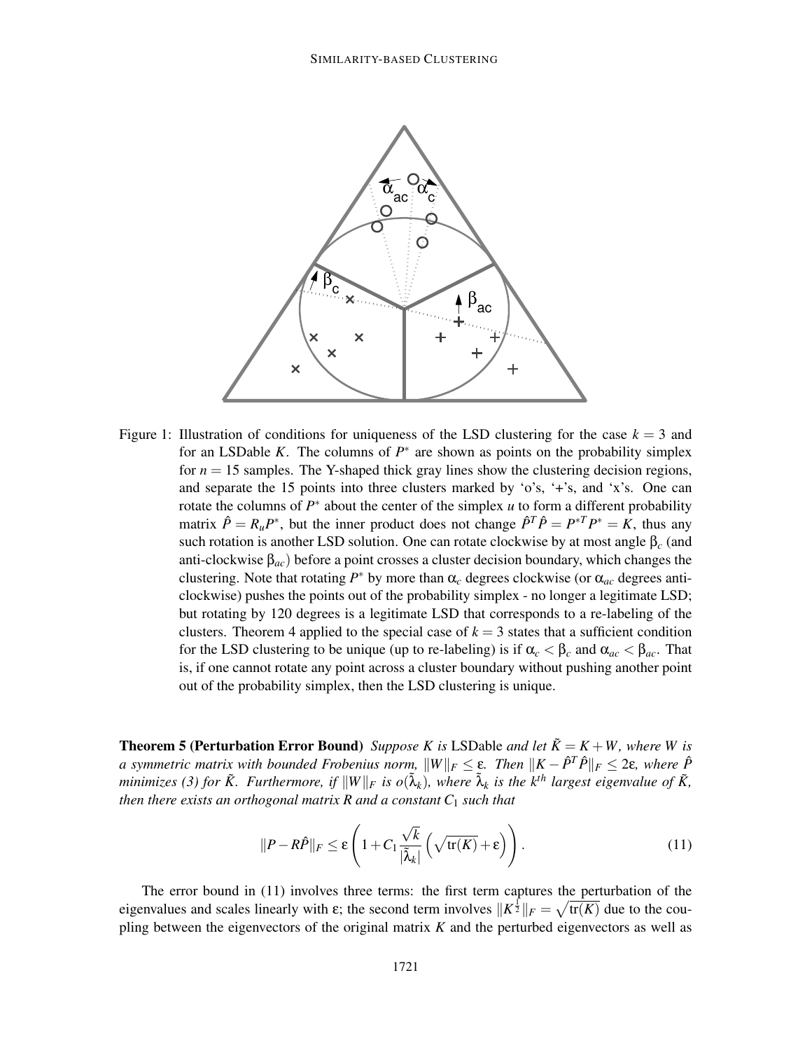Figure 1: Illustration of conditions for uniqueness of the LSD clustering for the case $k = 3$ and for an LSDable $K$. The columns of $P^*$ are shown as points on the probability simplex for $n = 15$ samples. The Y-shaped thick gray lines show the clustering decision regions, and separate the 15 points into three clusters marked by 'o's, '+'s, and 'x's. One can rotate the columns of $P^*$ about the center of the simplex $u$ to form a different probability matrix $\hat{P} = R_u P^*$, but the inner product does not change $\hat{P}^T \hat{P} = P^{*T} P^* = K$, thus any such rotation is another LSD solution. One can rotate clockwise by at most angle $\beta_c$ (and anti-clockwise $\beta_{ac}$) before a point crosses a cluster decision boundary, which changes the clustering. Note that rotating $P^*$ by more than $\alpha_c$ degrees clockwise (or $\alpha_{ac}$ degrees anti-clockwise) pushes the points out of the probability simplex - no longer a legitimate LSD; but rotating by 120 degrees is a legitimate LSD that corresponds to a re-labeling of the clusters. Theorem 4 applied to the special case of $k = 3$ states that a sufficient condition for the LSD clustering to be unique (up to re-labeling) is if $\alpha_c < \beta_c$ and $\alpha_{ac} < \beta_{ac}$. That is, if one cannot rotate any point across a cluster boundary without pushing another point out of the probability simplex, then the LSD clustering is unique.

**Theorem 5 (Perturbation Error Bound)** *Suppose $K$ is* LSDable *and let $\tilde{K} = K + W$, where $W$ is a symmetric matrix with bounded Frobenius norm, $\|W\|_F \leq \varepsilon$. Then $\|K - \hat{P}^T \hat{P}\|_F \leq 2\varepsilon$, where $\hat{P}$ minimizes (3) for $\tilde{K}$. Furthermore, if $\|W\|_F$ is $o(\tilde{\lambda}_k)$, where $\tilde{\lambda}_k$ is the $k^{th}$ largest eigenvalue of $\tilde{K}$, then there exists an orthogonal matrix $R$ and a constant $C_1$ such that*

$$\|P - R\hat{P}\|_F \leq \varepsilon \left( 1 + C_1 \frac{\sqrt{k}}{|\tilde{\lambda}_k|} \left( \sqrt{\text{tr}(K)} + \varepsilon \right) \right). \tag{11}$$

The error bound in (11) involves three terms: the first term captures the perturbation of the eigenvalues and scales linearly with $\varepsilon$; the second term involves $\|K^{\frac{1}{2}}\|_F = \sqrt{\text{tr}(K)}$ due to the coupling between the eigenvectors of the original matrix $K$ and the perturbed eigenvectors as well as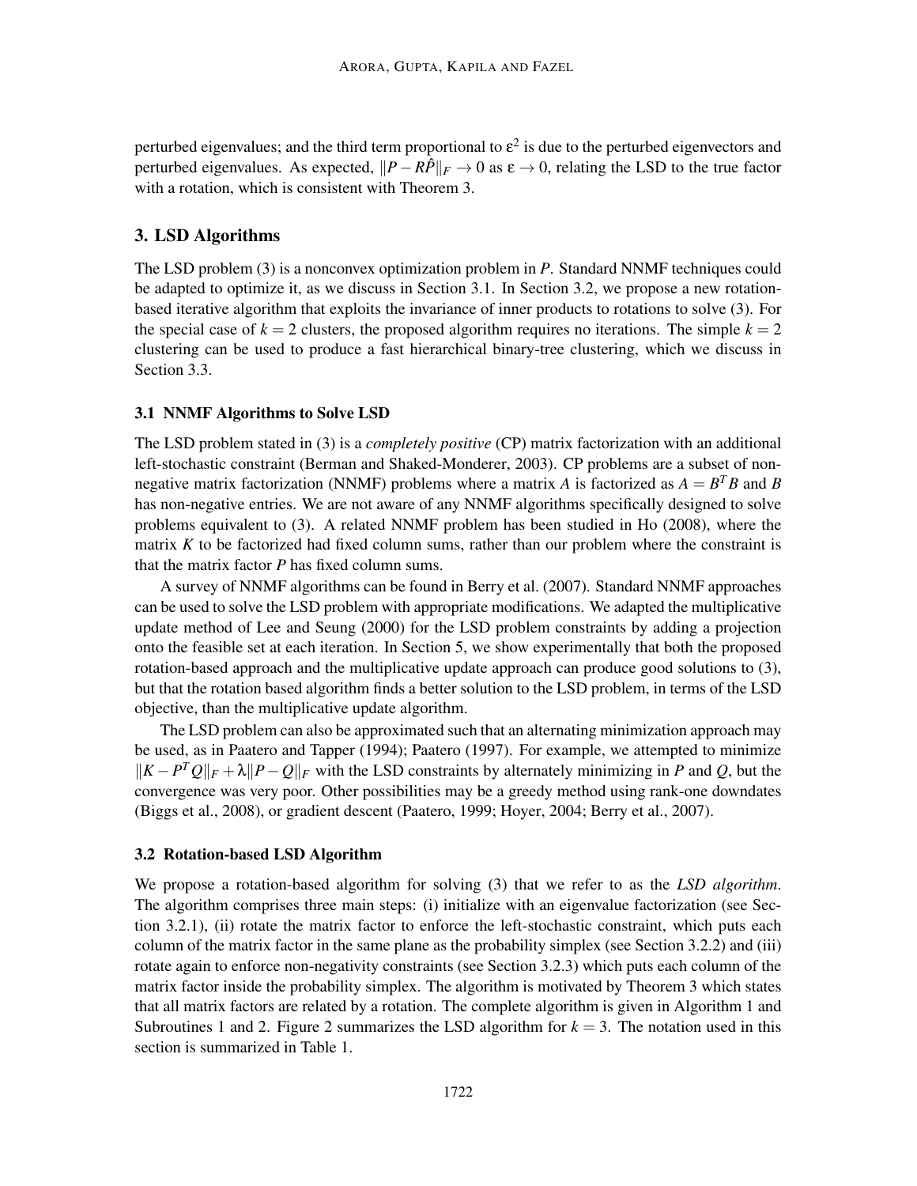perturbed eigenvalues; and the third term proportional to $\varepsilon^2$ is due to the perturbed eigenvectors and perturbed eigenvalues. As expected, $\|P - R\hat{P}\|_F \to 0$ as $\varepsilon \to 0$, relating the LSD to the true factor with a rotation, which is consistent with Theorem 3.

## 3. LSD Algorithms

The LSD problem (3) is a nonconvex optimization problem in $P$. Standard NNMF techniques could be adapted to optimize it, as we discuss in Section 3.1. In Section 3.2, we propose a new rotation-based iterative algorithm that exploits the invariance of inner products to rotations to solve (3). For the special case of $k = 2$ clusters, the proposed algorithm requires no iterations. The simple $k = 2$ clustering can be used to produce a fast hierarchical binary-tree clustering, which we discuss in Section 3.3.

### 3.1 NNMF Algorithms to Solve LSD

The LSD problem stated in (3) is a *completely positive* (CP) matrix factorization with an additional left-stochastic constraint (Berman and Shaked-Monderer, 2003). CP problems are a subset of non-negative matrix factorization (NNMF) problems where a matrix $A$ is factorized as $A = B^T B$ and $B$ has non-negative entries. We are not aware of any NNMF algorithms specifically designed to solve problems equivalent to (3). A related NNMF problem has been studied in Ho (2008), where the matrix $K$ to be factorized had fixed column sums, rather than our problem where the constraint is that the matrix factor $P$ has fixed column sums.

A survey of NNMF algorithms can be found in Berry et al. (2007). Standard NNMF approaches can be used to solve the LSD problem with appropriate modifications. We adapted the multiplicative update method of Lee and Seung (2000) for the LSD problem constraints by adding a projection onto the feasible set at each iteration. In Section 5, we show experimentally that both the proposed rotation-based approach and the multiplicative update approach can produce good solutions to (3), but that the rotation based algorithm finds a better solution to the LSD problem, in terms of the LSD objective, than the multiplicative update algorithm.

The LSD problem can also be approximated such that an alternating minimization approach may be used, as in Paatero and Tapper (1994); Paatero (1997). For example, we attempted to minimize $\|K - P^T Q\|_F + \lambda\|P - Q\|_F$ with the LSD constraints by alternately minimizing in $P$ and $Q$, but the convergence was very poor. Other possibilities may be a greedy method using rank-one downdates (Biggs et al., 2008), or gradient descent (Paatero, 1999; Hoyer, 2004; Berry et al., 2007).

### 3.2 Rotation-based LSD Algorithm

We propose a rotation-based algorithm for solving (3) that we refer to as the *LSD algorithm*. The algorithm comprises three main steps: (i) initialize with an eigenvalue factorization (see Section 3.2.1), (ii) rotate the matrix factor to enforce the left-stochastic constraint, which puts each column of the matrix factor in the same plane as the probability simplex (see Section 3.2.2) and (iii) rotate again to enforce non-negativity constraints (see Section 3.2.3) which puts each column of the matrix factor inside the probability simplex. The algorithm is motivated by Theorem 3 which states that all matrix factors are related by a rotation. The complete algorithm is given in Algorithm 1 and Subroutines 1 and 2. Figure 2 summarizes the LSD algorithm for $k = 3$. The notation used in this section is summarized in Table 1.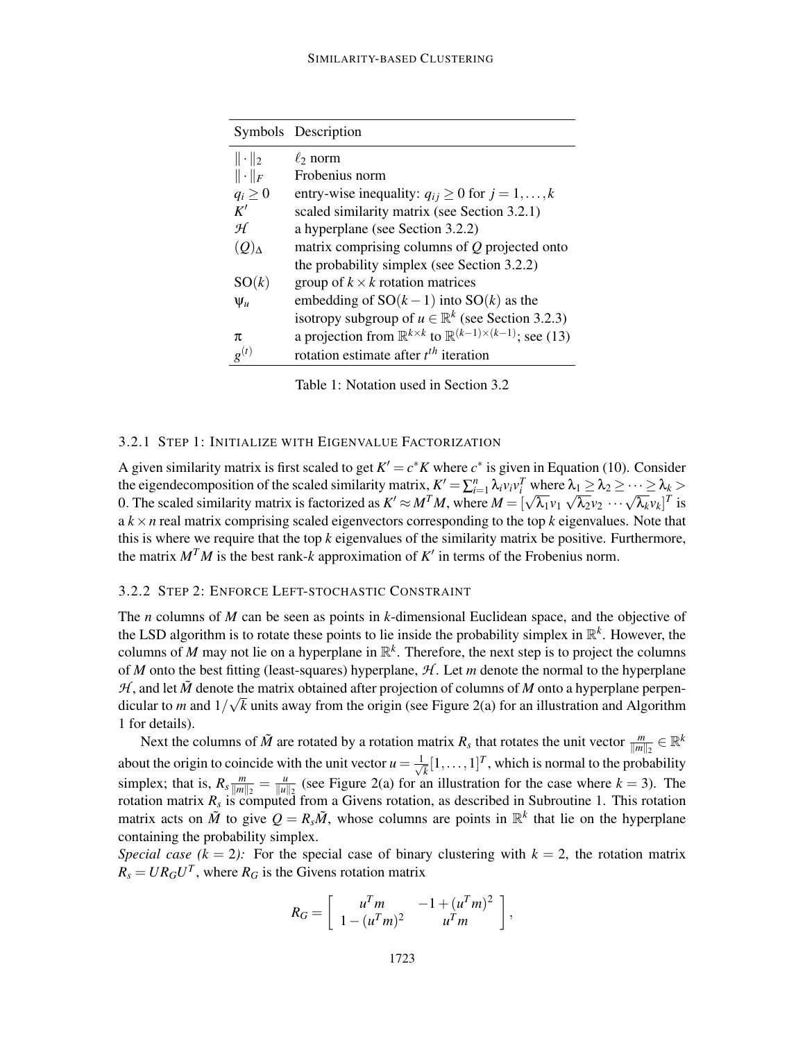| Symbols | Description |
|---|---|
| $\|\cdot\|_2$ | $\ell_2$ norm |
| $\|\cdot\|_F$ | Frobenius norm |
| $q_i \geq 0$ | entry-wise inequality: $q_{ij} \geq 0$ for $j = 1, \ldots, k$ |
| $K'$ | scaled similarity matrix (see Section 3.2.1) |
| $\mathcal{H}$ | a hyperplane (see Section 3.2.2) |
| $(Q)_\Delta$ | matrix comprising columns of $Q$ projected onto the probability simplex (see Section 3.2.2) |
| $\mathrm{SO}(k)$ | group of $k \times k$ rotation matrices |
| $\psi_u$ | embedding of $\mathrm{SO}(k-1)$ into $\mathrm{SO}(k)$ as the isotropy subgroup of $u \in \mathbb{R}^k$ (see Section 3.2.3) |
| $\pi$ | a projection from $\mathbb{R}^{k \times k}$ to $\mathbb{R}^{(k-1)\times(k-1)}$; see (13) |
| $g^{(t)}$ | rotation estimate after $t^{th}$ iteration |

Table 1: Notation used in Section 3.2

#### 3.2.1 Step 1: Initialize with Eigenvalue Factorization

A given similarity matrix is first scaled to get $K' = c^* K$ where $c^*$ is given in Equation (10). Consider the eigendecomposition of the scaled similarity matrix, $K' = \sum_{i=1}^{n} \lambda_i v_i v_i^T$ where $\lambda_1 \geq \lambda_2 \geq \cdots \geq \lambda_k > 0$. The scaled similarity matrix is factorized as $K' \approx M^T M$, where $M = [\sqrt{\lambda_1} v_1 \ \sqrt{\lambda_2} v_2 \ \cdots \sqrt{\lambda_k} v_k]^T$ is a $k \times n$ real matrix comprising scaled eigenvectors corresponding to the top $k$ eigenvalues. Note that this is where we require that the top $k$ eigenvalues of the similarity matrix be positive. Furthermore, the matrix $M^T M$ is the best rank-$k$ approximation of $K'$ in terms of the Frobenius norm.

#### 3.2.2 Step 2: Enforce Left-stochastic Constraint

The $n$ columns of $M$ can be seen as points in $k$-dimensional Euclidean space, and the objective of the LSD algorithm is to rotate these points to lie inside the probability simplex in $\mathbb{R}^k$. However, the columns of $M$ may not lie on a hyperplane in $\mathbb{R}^k$. Therefore, the next step is to project the columns of $M$ onto the best fitting (least-squares) hyperplane, $\mathcal{H}$. Let $m$ denote the normal to the hyperplane $\mathcal{H}$, and let $\tilde{M}$ denote the matrix obtained after projection of columns of $M$ onto a hyperplane perpendicular to $m$ and $1/\sqrt{k}$ units away from the origin (see Figure 2(a) for an illustration and Algorithm 1 for details).

Next the columns of $\tilde{M}$ are rotated by a rotation matrix $R_s$ that rotates the unit vector $\frac{m}{\|m\|_2} \in \mathbb{R}^k$ about the origin to coincide with the unit vector $u = \frac{1}{\sqrt{k}}[1, \ldots, 1]^T$, which is normal to the probability simplex; that is, $R_s \frac{m}{\|m\|_2} = \frac{u}{\|u\|_2}$ (see Figure 2(a) for an illustration for the case where $k = 3$). The rotation matrix $R_s$ is computed from a Givens rotation, as described in Subroutine 1. This rotation matrix acts on $\tilde{M}$ to give $Q = R_s \tilde{M}$, whose columns are points in $\mathbb{R}^k$ that lie on the hyperplane containing the probability simplex.

*Special case ($k = 2$):* For the special case of binary clustering with $k = 2$, the rotation matrix $R_s = U R_G U^T$, where $R_G$ is the Givens rotation matrix

$$R_G = \begin{bmatrix} u^T m & -1 + (u^T m)^2 \\ 1 - (u^T m)^2 & u^T m \end{bmatrix},$$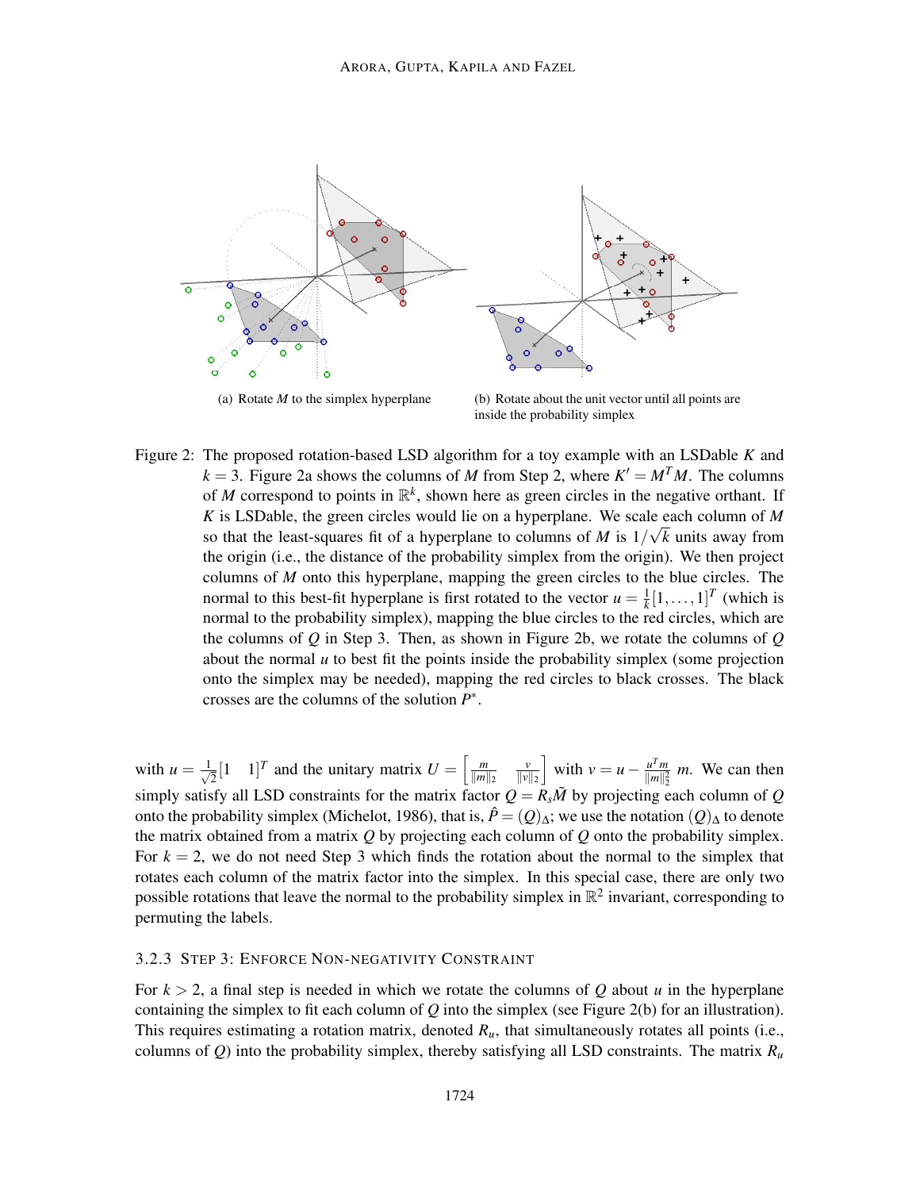(a) Rotate $M$ to the simplex hyperplane

(b) Rotate about the unit vector until all points are inside the probability simplex

Figure 2: The proposed rotation-based LSD algorithm for a toy example with an LSDable $K$ and $k=3$. Figure 2a shows the columns of $M$ from Step 2, where $K' = M^T M$. The columns of $M$ correspond to points in $\mathbb{R}^k$, shown here as green circles in the negative orthant. If $K$ is LSDable, the green circles would lie on a hyperplane. We scale each column of $M$ so that the least-squares fit of a hyperplane to columns of $M$ is $1/\sqrt{k}$ units away from the origin (i.e., the distance of the probability simplex from the origin). We then project columns of $M$ onto this hyperplane, mapping the green circles to the blue circles. The normal to this best-fit hyperplane is first rotated to the vector $u = \frac{1}{k}[1,\ldots,1]^T$ (which is normal to the probability simplex), mapping the blue circles to the red circles, which are the columns of $Q$ in Step 3. Then, as shown in Figure 2b, we rotate the columns of $Q$ about the normal $u$ to best fit the points inside the probability simplex (some projection onto the simplex may be needed), mapping the red circles to black crosses. The black crosses are the columns of the solution $P^*$.

with $u = \frac{1}{\sqrt{2}}[1 \quad 1]^T$ and the unitary matrix $U = \left[\frac{m}{\|m\|_2} \quad \frac{v}{\|v\|_2}\right]$ with $v = u - \frac{u^T m}{\|m\|_2^2} m$. We can then simply satisfy all LSD constraints for the matrix factor $Q = R_s \tilde{M}$ by projecting each column of $Q$ onto the probability simplex (Michelot, 1986), that is, $\hat{P} = (Q)_\Delta$; we use the notation $(Q)_\Delta$ to denote the matrix obtained from a matrix $Q$ by projecting each column of $Q$ onto the probability simplex. For $k=2$, we do not need Step 3 which finds the rotation about the normal to the simplex that rotates each column of the matrix factor into the simplex. In this special case, there are only two possible rotations that leave the normal to the probability simplex in $\mathbb{R}^2$ invariant, corresponding to permuting the labels.

#### 3.2.3 Step 3: Enforce Non-Negativity Constraint

For $k > 2$, a final step is needed in which we rotate the columns of $Q$ about $u$ in the hyperplane containing the simplex to fit each column of $Q$ into the simplex (see Figure 2(b) for an illustration). This requires estimating a rotation matrix, denoted $R_u$, that simultaneously rotates all points (i.e., columns of $Q$) into the probability simplex, thereby satisfying all LSD constraints. The matrix $R_u$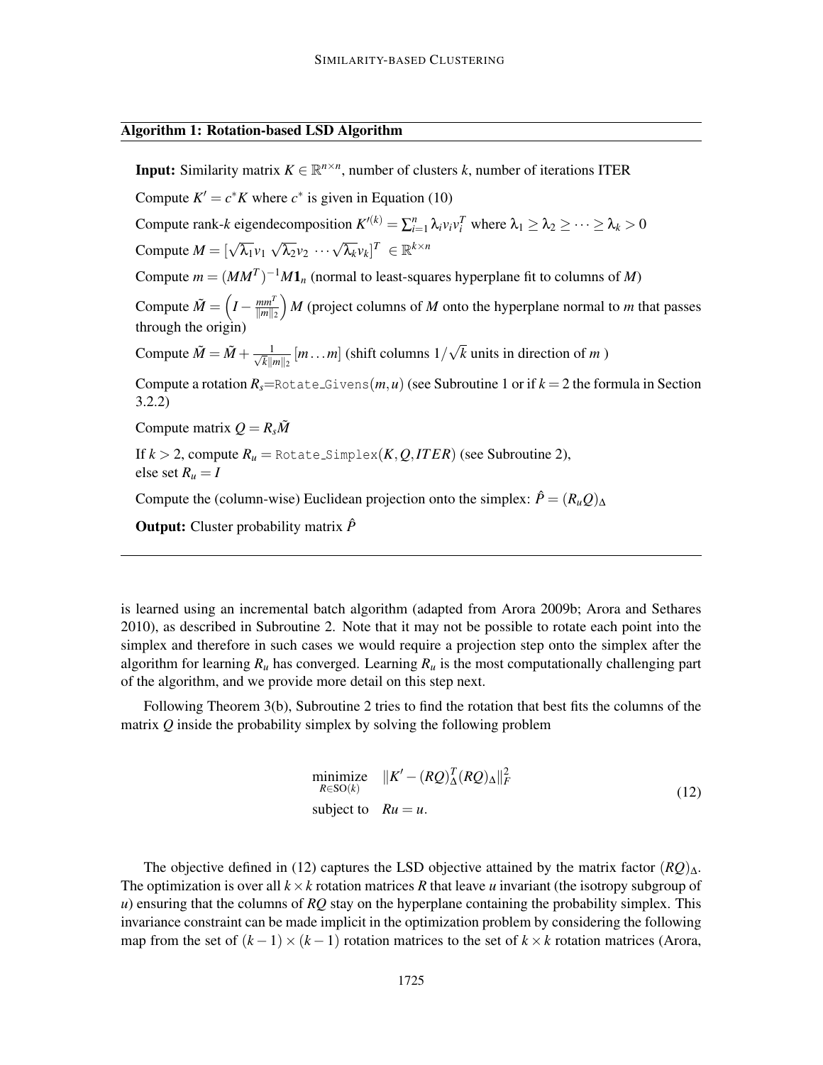**Algorithm 1: Rotation-based LSD Algorithm**

**Input:** Similarity matrix $K \in \mathbb{R}^{n\times n}$, number of clusters $k$, number of iterations ITER

Compute $K' = c^* K$ where $c^*$ is given in Equation (10)

Compute rank-$k$ eigendecomposition $K'^{(k)} = \sum_{i=1}^{n} \lambda_i v_i v_i^T$ where $\lambda_1 \geq \lambda_2 \geq \cdots \geq \lambda_k > 0$

Compute $M = [\sqrt{\lambda_1} v_1 \; \sqrt{\lambda_2} v_2 \; \cdots \sqrt{\lambda_k} v_k]^T \; \in \mathbb{R}^{k\times n}$

Compute $m = (MM^T)^{-1} M \mathbf{1}_n$ (normal to least-squares hyperplane fit to columns of $M$)

Compute $\tilde{M} = \left(I - \frac{mm^T}{\|m\|_2}\right) M$ (project columns of $M$ onto the hyperplane normal to $m$ that passes through the origin)

Compute $\tilde{M} = \tilde{M} + \frac{1}{\sqrt{k}\|m\|_2}[m \ldots m]$ (shift columns $1/\sqrt{k}$ units in direction of $m$ )

Compute a rotation $R_s$=Rotate_Givens$(m,u)$ (see Subroutine 1 or if $k = 2$ the formula in Section 3.2.2)

Compute matrix $Q = R_s \tilde{M}$

If $k > 2$, compute $R_u$ = Rotate_Simplex$(K, Q, ITER)$ (see Subroutine 2),
else set $R_u = I$

Compute the (column-wise) Euclidean projection onto the simplex: $\hat{P} = (R_u Q)_\Delta$

**Output:** Cluster probability matrix $\hat{P}$

---

is learned using an incremental batch algorithm (adapted from Arora 2009b; Arora and Sethares 2010), as described in Subroutine 2. Note that it may not be possible to rotate each point into the simplex and therefore in such cases we would require a projection step onto the simplex after the algorithm for learning $R_u$ has converged. Learning $R_u$ is the most computationally challenging part of the algorithm, and we provide more detail on this step next.

Following Theorem 3(b), Subroutine 2 tries to find the rotation that best fits the columns of the matrix $Q$ inside the probability simplex by solving the following problem

$$\begin{aligned} \underset{R\in \mathrm{SO}(k)}{\text{minimize}} \quad & \|K' - (RQ)_\Delta^T (RQ)_\Delta\|_F^2 \\ \text{subject to} \quad & Ru = u. \end{aligned} \tag{12}$$

The objective defined in (12) captures the LSD objective attained by the matrix factor $(RQ)_\Delta$. The optimization is over all $k\times k$ rotation matrices $R$ that leave $u$ invariant (the isotropy subgroup of $u$) ensuring that the columns of $RQ$ stay on the hyperplane containing the probability simplex. This invariance constraint can be made implicit in the optimization problem by considering the following map from the set of $(k-1)\times(k-1)$ rotation matrices to the set of $k\times k$ rotation matrices (Arora,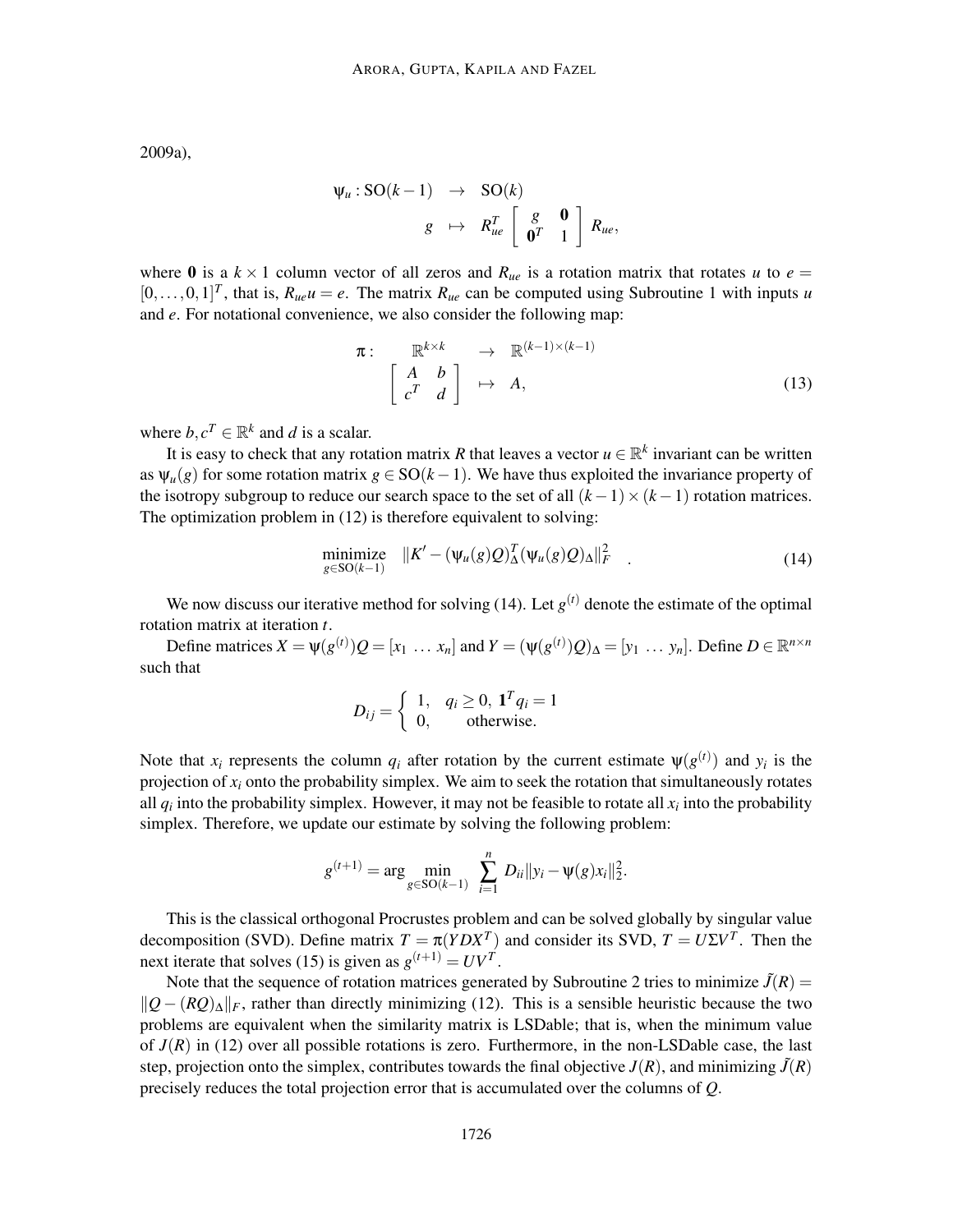2009a),

$$
\begin{aligned}
\psi_u : \mathrm{SO}(k-1) &\rightarrow \mathrm{SO}(k) \\
g &\mapsto R_{ue}^T \begin{bmatrix} g & \mathbf{0} \\ \mathbf{0}^T & 1 \end{bmatrix} R_{ue},
\end{aligned}
$$

where $\mathbf{0}$ is a $k \times 1$ column vector of all zeros and $R_{ue}$ is a rotation matrix that rotates $u$ to $e = [0, \ldots, 0, 1]^T$, that is, $R_{ue} u = e$. The matrix $R_{ue}$ can be computed using Subroutine 1 with inputs $u$ and $e$. For notational convenience, we also consider the following map:

$$
\begin{aligned}
\pi : \quad \mathbb{R}^{k \times k} &\rightarrow \mathbb{R}^{(k-1)\times(k-1)} \\
\begin{bmatrix} A & b \\ c^T & d \end{bmatrix} &\mapsto A,
\end{aligned}
\tag{13}
$$

where $b, c^T \in \mathbb{R}^k$ and $d$ is a scalar.

It is easy to check that any rotation matrix $R$ that leaves a vector $u \in \mathbb{R}^k$ invariant can be written as $\psi_u(g)$ for some rotation matrix $g \in \mathrm{SO}(k-1)$. We have thus exploited the invariance property of the isotropy subgroup to reduce our search space to the set of all $(k-1) \times (k-1)$ rotation matrices. The optimization problem in (12) is therefore equivalent to solving:

$$
\underset{g \in \mathrm{SO}(k-1)}{\text{minimize}} \quad \|K' - (\psi_u(g)Q)_\Delta^T (\psi_u(g)Q)_\Delta\|_F^2 \quad . \tag{14}
$$

We now discuss our iterative method for solving (14). Let $g^{(t)}$ denote the estimate of the optimal rotation matrix at iteration $t$.

Define matrices $X = \psi(g^{(t)})Q = [x_1 \ \ldots \ x_n]$ and $Y = (\psi(g^{(t)})Q)_\Delta = [y_1 \ \ldots \ y_n]$. Define $D \in \mathbb{R}^{n \times n}$ such that

$$
D_{ij} = \begin{cases} 1, & q_i \geq 0, \ \mathbf{1}^T q_i = 1 \\ 0, & \text{otherwise.} \end{cases}
$$

Note that $x_i$ represents the column $q_i$ after rotation by the current estimate $\psi(g^{(t)})$ and $y_i$ is the projection of $x_i$ onto the probability simplex. We aim to seek the rotation that simultaneously rotates all $q_i$ into the probability simplex. However, it may not be feasible to rotate all $x_i$ into the probability simplex. Therefore, we update our estimate by solving the following problem:

$$
g^{(t+1)} = \arg \min_{g \in \mathrm{SO}(k-1)} \sum_{i=1}^{n} D_{ii} \|y_i - \psi(g)x_i\|_2^2.
$$

This is the classical orthogonal Procrustes problem and can be solved globally by singular value decomposition (SVD). Define matrix $T = \pi(YDX^T)$ and consider its SVD, $T = U\Sigma V^T$. Then the next iterate that solves (15) is given as $g^{(t+1)} = UV^T$.

Note that the sequence of rotation matrices generated by Subroutine 2 tries to minimize $\tilde{J}(R) = \|Q - (RQ)_\Delta\|_F$, rather than directly minimizing (12). This is a sensible heuristic because the two problems are equivalent when the similarity matrix is LSDable; that is, when the minimum value of $J(R)$ in (12) over all possible rotations is zero. Furthermore, in the non-LSDable case, the last step, projection onto the simplex, contributes towards the final objective $J(R)$, and minimizing $\tilde{J}(R)$ precisely reduces the total projection error that is accumulated over the columns of $Q$.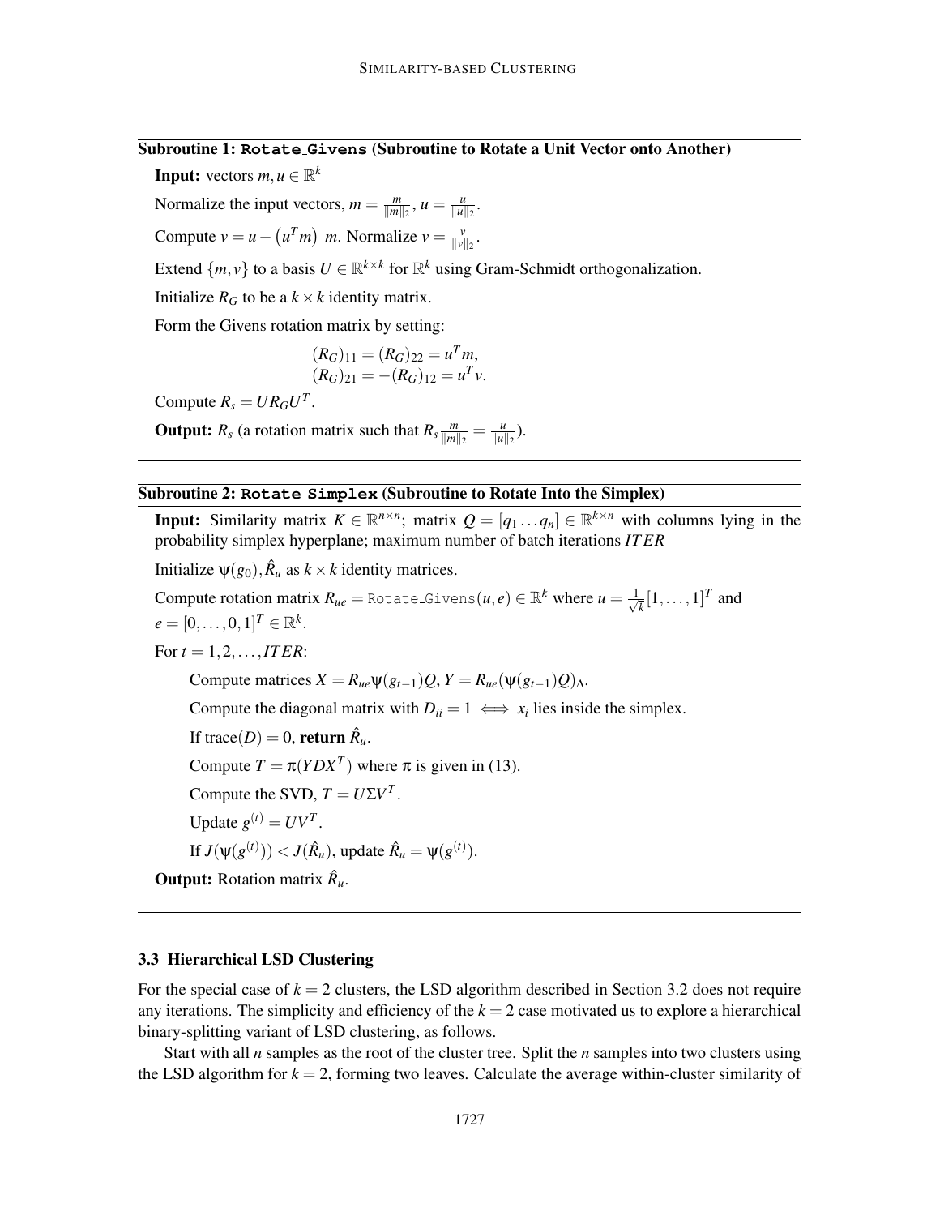---

**Subroutine 1: `Rotate_Givens` (Subroutine to Rotate a Unit Vector onto Another)**

**Input:** vectors $m, u \in \mathbb{R}^k$

Normalize the input vectors, $m = \frac{m}{\|m\|_2}$, $u = \frac{u}{\|u\|_2}$.

Compute $v = u - (u^T m)\ m$. Normalize $v = \frac{v}{\|v\|_2}$.

Extend $\{m, v\}$ to a basis $U \in \mathbb{R}^{k \times k}$ for $\mathbb{R}^k$ using Gram-Schmidt orthogonalization.

Initialize $R_G$ to be a $k \times k$ identity matrix.

Form the Givens rotation matrix by setting:

$$(R_G)_{11} = (R_G)_{22} = u^T m,$$
$$(R_G)_{21} = -(R_G)_{12} = u^T v.$$

Compute $R_s = U R_G U^T$.

**Output:** $R_s$ (a rotation matrix such that $R_s \frac{m}{\|m\|_2} = \frac{u}{\|u\|_2}$).

---

**Subroutine 2: `Rotate_Simplex` (Subroutine to Rotate Into the Simplex)**

**Input:** Similarity matrix $K \in \mathbb{R}^{n \times n}$; matrix $Q = [q_1 \dots q_n] \in \mathbb{R}^{k \times n}$ with columns lying in the probability simplex hyperplane; maximum number of batch iterations $ITER$

Initialize $\psi(g_0), \hat{R}_u$ as $k \times k$ identity matrices.

Compute rotation matrix $R_{ue} = \texttt{Rotate\_Givens}(u, e) \in \mathbb{R}^k$ where $u = \frac{1}{\sqrt{k}}[1, \dots, 1]^T$ and $e = [0, \dots, 0, 1]^T \in \mathbb{R}^k$.

For $t = 1, 2, \dots, ITER$:

  Compute matrices $X = R_{ue}\psi(g_{t-1})Q$, $Y = R_{ue}(\psi(g_{t-1})Q)_\Delta$.

  Compute the diagonal matrix with $D_{ii} = 1 \iff x_i$ lies inside the simplex.

  If $\text{trace}(D) = 0$, **return** $\hat{R}_u$.

  Compute $T = \pi(YDX^T)$ where $\pi$ is given in (13).

  Compute the SVD, $T = U\Sigma V^T$.

  Update $g^{(t)} = UV^T$.

  If $J(\psi(g^{(t)})) < J(\hat{R}_u)$, update $\hat{R}_u = \psi(g^{(t)})$.

**Output:** Rotation matrix $\hat{R}_u$.

---

### 3.3 Hierarchical LSD Clustering

For the special case of $k = 2$ clusters, the LSD algorithm described in Section 3.2 does not require any iterations. The simplicity and efficiency of the $k = 2$ case motivated us to explore a hierarchical binary-splitting variant of LSD clustering, as follows.

Start with all $n$ samples as the root of the cluster tree. Split the $n$ samples into two clusters using the LSD algorithm for $k = 2$, forming two leaves. Calculate the average within-cluster similarity of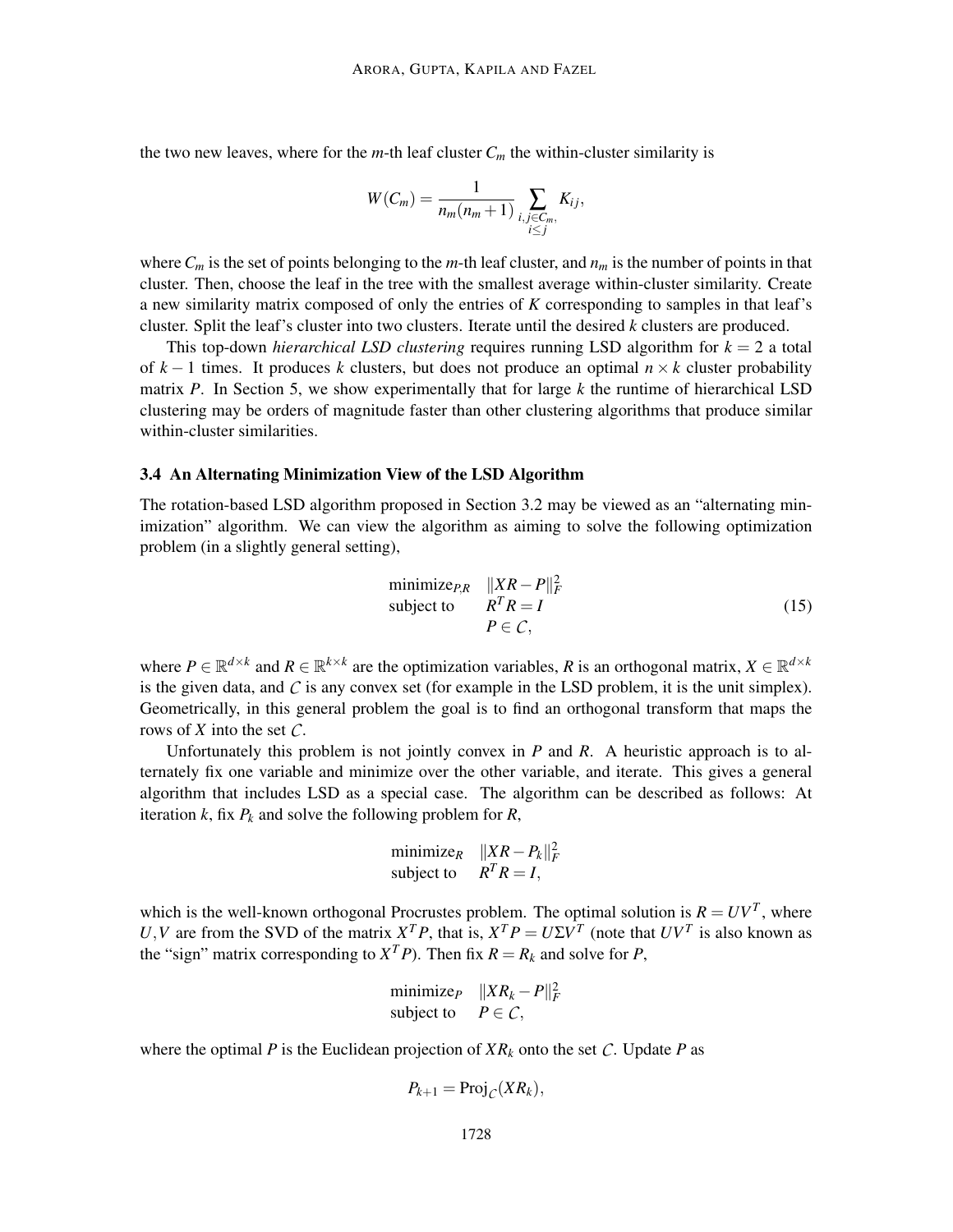the two new leaves, where for the $m$-th leaf cluster $C_m$ the within-cluster similarity is

$$W(C_m) = \frac{1}{n_m(n_m+1)} \sum_{\substack{i,j \in C_m, \\ i \leq j}} K_{ij},$$

where $C_m$ is the set of points belonging to the $m$-th leaf cluster, and $n_m$ is the number of points in that cluster. Then, choose the leaf in the tree with the smallest average within-cluster similarity. Create a new similarity matrix composed of only the entries of $K$ corresponding to samples in that leaf's cluster. Split the leaf's cluster into two clusters. Iterate until the desired $k$ clusters are produced.

This top-down *hierarchical LSD clustering* requires running LSD algorithm for $k = 2$ a total of $k-1$ times. It produces $k$ clusters, but does not produce an optimal $n \times k$ cluster probability matrix $P$. In Section 5, we show experimentally that for large $k$ the runtime of hierarchical LSD clustering may be orders of magnitude faster than other clustering algorithms that produce similar within-cluster similarities.

### 3.4 An Alternating Minimization View of the LSD Algorithm

The rotation-based LSD algorithm proposed in Section 3.2 may be viewed as an "alternating minimization" algorithm. We can view the algorithm as aiming to solve the following optimization problem (in a slightly general setting),

$$\begin{array}{ll} \text{minimize}_{P,R} & \|XR - P\|_F^2 \\ \text{subject to} & R^T R = I \\ & P \in \mathcal{C}, \end{array} \tag{15}$$

where $P \in \mathbb{R}^{d \times k}$ and $R \in \mathbb{R}^{k \times k}$ are the optimization variables, $R$ is an orthogonal matrix, $X \in \mathbb{R}^{d \times k}$ is the given data, and $\mathcal{C}$ is any convex set (for example in the LSD problem, it is the unit simplex). Geometrically, in this general problem the goal is to find an orthogonal transform that maps the rows of $X$ into the set $\mathcal{C}$.

Unfortunately this problem is not jointly convex in $P$ and $R$. A heuristic approach is to alternately fix one variable and minimize over the other variable, and iterate. This gives a general algorithm that includes LSD as a special case. The algorithm can be described as follows: At iteration $k$, fix $P_k$ and solve the following problem for $R$,

$$\begin{array}{ll} \text{minimize}_{R} & \|XR - P_k\|_F^2 \\ \text{subject to} & R^T R = I, \end{array}$$

which is the well-known orthogonal Procrustes problem. The optimal solution is $R = UV^T$, where $U, V$ are from the SVD of the matrix $X^T P$, that is, $X^T P = U \Sigma V^T$ (note that $UV^T$ is also known as the "sign" matrix corresponding to $X^T P$). Then fix $R = R_k$ and solve for $P$,

$$\begin{array}{ll} \text{minimize}_{P} & \|XR_k - P\|_F^2 \\ \text{subject to} & P \in \mathcal{C}, \end{array}$$

where the optimal $P$ is the Euclidean projection of $XR_k$ onto the set $\mathcal{C}$. Update $P$ as

$$P_{k+1} = \text{Proj}_{\mathcal{C}}(XR_k),$$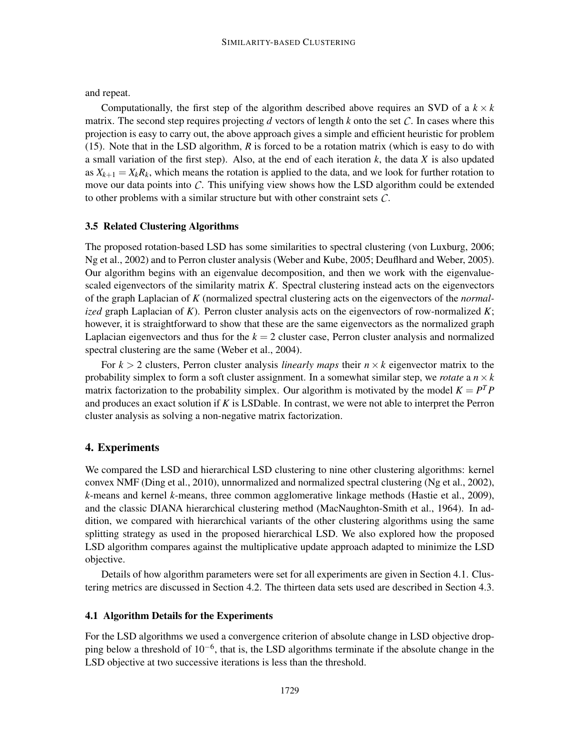and repeat.

Computationally, the first step of the algorithm described above requires an SVD of a $k \times k$ matrix. The second step requires projecting $d$ vectors of length $k$ onto the set $\mathcal{C}$. In cases where this projection is easy to carry out, the above approach gives a simple and efficient heuristic for problem (15). Note that in the LSD algorithm, $R$ is forced to be a rotation matrix (which is easy to do with a small variation of the first step). Also, at the end of each iteration $k$, the data $X$ is also updated as $X_{k+1} = X_k R_k$, which means the rotation is applied to the data, and we look for further rotation to move our data points into $\mathcal{C}$. This unifying view shows how the LSD algorithm could be extended to other problems with a similar structure but with other constraint sets $\mathcal{C}$.

### 3.5 Related Clustering Algorithms

The proposed rotation-based LSD has some similarities to spectral clustering (von Luxburg, 2006; Ng et al., 2002) and to Perron cluster analysis (Weber and Kube, 2005; Deuflhard and Weber, 2005). Our algorithm begins with an eigenvalue decomposition, and then we work with the eigenvalue-scaled eigenvectors of the similarity matrix $K$. Spectral clustering instead acts on the eigenvectors of the graph Laplacian of $K$ (normalized spectral clustering acts on the eigenvectors of the *normalized* graph Laplacian of $K$). Perron cluster analysis acts on the eigenvectors of row-normalized $K$; however, it is straightforward to show that these are the same eigenvectors as the normalized graph Laplacian eigenvectors and thus for the $k = 2$ cluster case, Perron cluster analysis and normalized spectral clustering are the same (Weber et al., 2004).

For $k > 2$ clusters, Perron cluster analysis *linearly maps* their $n \times k$ eigenvector matrix to the probability simplex to form a soft cluster assignment. In a somewhat similar step, we *rotate* a $n \times k$ matrix factorization to the probability simplex. Our algorithm is motivated by the model $K = P^T P$ and produces an exact solution if $K$ is LSDable. In contrast, we were not able to interpret the Perron cluster analysis as solving a non-negative matrix factorization.

## 4. Experiments

We compared the LSD and hierarchical LSD clustering to nine other clustering algorithms: kernel convex NMF (Ding et al., 2010), unnormalized and normalized spectral clustering (Ng et al., 2002), $k$-means and kernel $k$-means, three common agglomerative linkage methods (Hastie et al., 2009), and the classic DIANA hierarchical clustering method (MacNaughton-Smith et al., 1964). In addition, we compared with hierarchical variants of the other clustering algorithms using the same splitting strategy as used in the proposed hierarchical LSD. We also explored how the proposed LSD algorithm compares against the multiplicative update approach adapted to minimize the LSD objective.

Details of how algorithm parameters were set for all experiments are given in Section 4.1. Clustering metrics are discussed in Section 4.2. The thirteen data sets used are described in Section 4.3.

### 4.1 Algorithm Details for the Experiments

For the LSD algorithms we used a convergence criterion of absolute change in LSD objective dropping below a threshold of $10^{-6}$, that is, the LSD algorithms terminate if the absolute change in the LSD objective at two successive iterations is less than the threshold.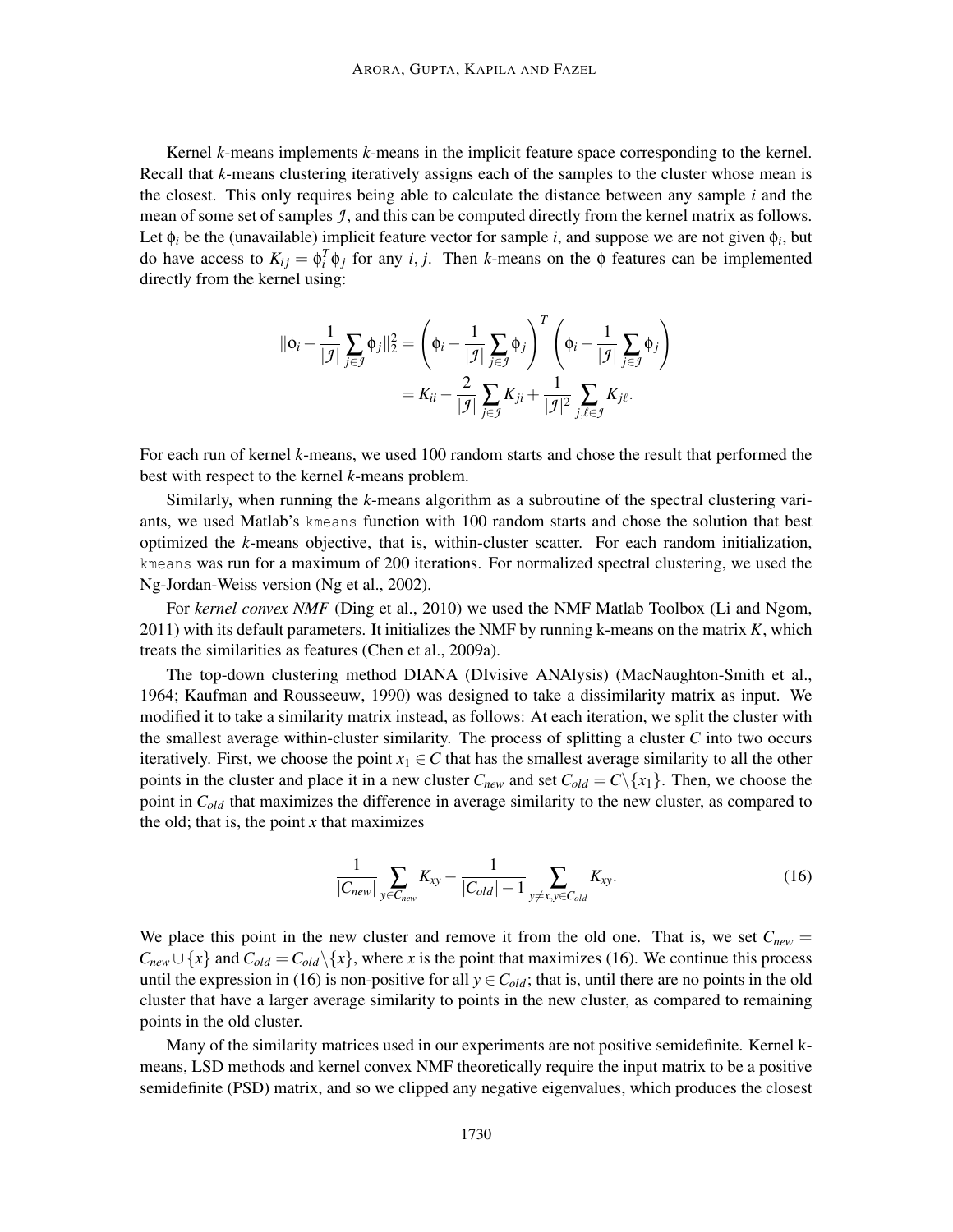Kernel *k*-means implements *k*-means in the implicit feature space corresponding to the kernel. Recall that *k*-means clustering iteratively assigns each of the samples to the cluster whose mean is the closest. This only requires being able to calculate the distance between any sample $i$ and the mean of some set of samples $\mathcal{J}$, and this can be computed directly from the kernel matrix as follows. Let $\phi_i$ be the (unavailable) implicit feature vector for sample $i$, and suppose we are not given $\phi_i$, but do have access to $K_{ij} = \phi_i^T \phi_j$ for any $i, j$. Then *k*-means on the $\phi$ features can be implemented directly from the kernel using:

$$\|\phi_i - \frac{1}{|\mathcal{J}|}\sum_{j\in\mathcal{J}}\phi_j\|_2^2 = \left(\phi_i - \frac{1}{|\mathcal{J}|}\sum_{j\in\mathcal{J}}\phi_j\right)^T \left(\phi_i - \frac{1}{|\mathcal{J}|}\sum_{j\in\mathcal{J}}\phi_j\right)$$

$$= K_{ii} - \frac{2}{|\mathcal{J}|}\sum_{j\in\mathcal{J}} K_{ji} + \frac{1}{|\mathcal{J}|^2}\sum_{j,\ell\in\mathcal{J}} K_{j\ell}.$$

For each run of kernel *k*-means, we used 100 random starts and chose the result that performed the best with respect to the kernel *k*-means problem.

Similarly, when running the *k*-means algorithm as a subroutine of the spectral clustering variants, we used Matlab's `kmeans` function with 100 random starts and chose the solution that best optimized the *k*-means objective, that is, within-cluster scatter. For each random initialization, `kmeans` was run for a maximum of 200 iterations. For normalized spectral clustering, we used the Ng-Jordan-Weiss version (Ng et al., 2002).

For *kernel convex NMF* (Ding et al., 2010) we used the NMF Matlab Toolbox (Li and Ngom, 2011) with its default parameters. It initializes the NMF by running k-means on the matrix $K$, which treats the similarities as features (Chen et al., 2009a).

The top-down clustering method DIANA (DIvisive ANAlysis) (MacNaughton-Smith et al., 1964; Kaufman and Rousseeuw, 1990) was designed to take a dissimilarity matrix as input. We modified it to take a similarity matrix instead, as follows: At each iteration, we split the cluster with the smallest average within-cluster similarity. The process of splitting a cluster $C$ into two occurs iteratively. First, we choose the point $x_1 \in C$ that has the smallest average similarity to all the other points in the cluster and place it in a new cluster $C_{new}$ and set $C_{old} = C\backslash\{x_1\}$. Then, we choose the point in $C_{old}$ that maximizes the difference in average similarity to the new cluster, as compared to the old; that is, the point $x$ that maximizes

$$\frac{1}{|C_{new}|}\sum_{y\in C_{new}} K_{xy} - \frac{1}{|C_{old}|-1}\sum_{y\neq x, y\in C_{old}} K_{xy}. \tag{16}$$

We place this point in the new cluster and remove it from the old one. That is, we set $C_{new} = C_{new} \cup \{x\}$ and $C_{old} = C_{old}\backslash\{x\}$, where $x$ is the point that maximizes (16). We continue this process until the expression in (16) is non-positive for all $y \in C_{old}$; that is, until there are no points in the old cluster that have a larger average similarity to points in the new cluster, as compared to remaining points in the old cluster.

Many of the similarity matrices used in our experiments are not positive semidefinite. Kernel k-means, LSD methods and kernel convex NMF theoretically require the input matrix to be a positive semidefinite (PSD) matrix, and so we clipped any negative eigenvalues, which produces the closest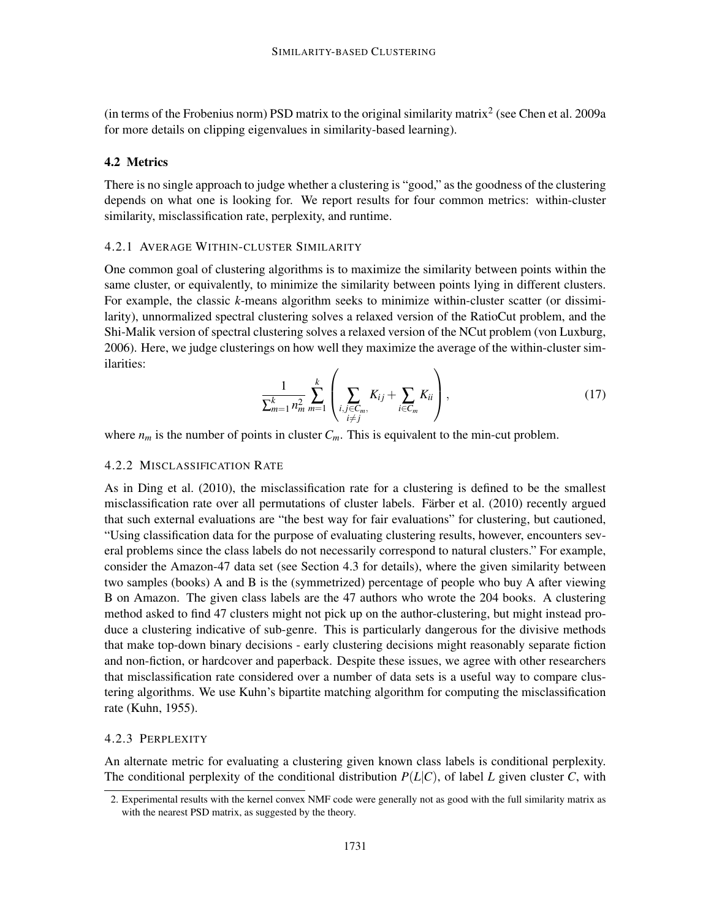(in terms of the Frobenius norm) PSD matrix to the original similarity matrix[2] (see Chen et al. 2009a for more details on clipping eigenvalues in similarity-based learning).

### 4.2 Metrics

There is no single approach to judge whether a clustering is "good," as the goodness of the clustering depends on what one is looking for. We report results for four common metrics: within-cluster similarity, misclassification rate, perplexity, and runtime.

#### 4.2.1 Average Within-cluster Similarity

One common goal of clustering algorithms is to maximize the similarity between points within the same cluster, or equivalently, to minimize the similarity between points lying in different clusters. For example, the classic $k$-means algorithm seeks to minimize within-cluster scatter (or dissimilarity), unnormalized spectral clustering solves a relaxed version of the RatioCut problem, and the Shi-Malik version of spectral clustering solves a relaxed version of the NCut problem (von Luxburg, 2006). Here, we judge clusterings on how well they maximize the average of the within-cluster similarities:

$$\frac{1}{\sum_{m=1}^{k} n_m^2} \sum_{m=1}^{k} \left( \sum_{\substack{i,j \in C_m, \\ i \neq j}} K_{ij} + \sum_{i \in C_m} K_{ii} \right), \tag{17}$$

where $n_m$ is the number of points in cluster $C_m$. This is equivalent to the min-cut problem.

#### 4.2.2 Misclassification Rate

As in Ding et al. (2010), the misclassification rate for a clustering is defined to be the smallest misclassification rate over all permutations of cluster labels. Färber et al. (2010) recently argued that such external evaluations are "the best way for fair evaluations" for clustering, but cautioned, "Using classification data for the purpose of evaluating clustering results, however, encounters several problems since the class labels do not necessarily correspond to natural clusters." For example, consider the Amazon-47 data set (see Section 4.3 for details), where the given similarity between two samples (books) A and B is the (symmetrized) percentage of people who buy A after viewing B on Amazon. The given class labels are the 47 authors who wrote the 204 books. A clustering method asked to find 47 clusters might not pick up on the author-clustering, but might instead produce a clustering indicative of sub-genre. This is particularly dangerous for the divisive methods that make top-down binary decisions - early clustering decisions might reasonably separate fiction and non-fiction, or hardcover and paperback. Despite these issues, we agree with other researchers that misclassification rate considered over a number of data sets is a useful way to compare clustering algorithms. We use Kuhn's bipartite matching algorithm for computing the misclassification rate (Kuhn, 1955).

#### 4.2.3 Perplexity

An alternate metric for evaluating a clustering given known class labels is conditional perplexity. The conditional perplexity of the conditional distribution $P(L|C)$, of label $L$ given cluster $C$, with

2. Experimental results with the kernel convex NMF code were generally not as good with the full similarity matrix as with the nearest PSD matrix, as suggested by the theory.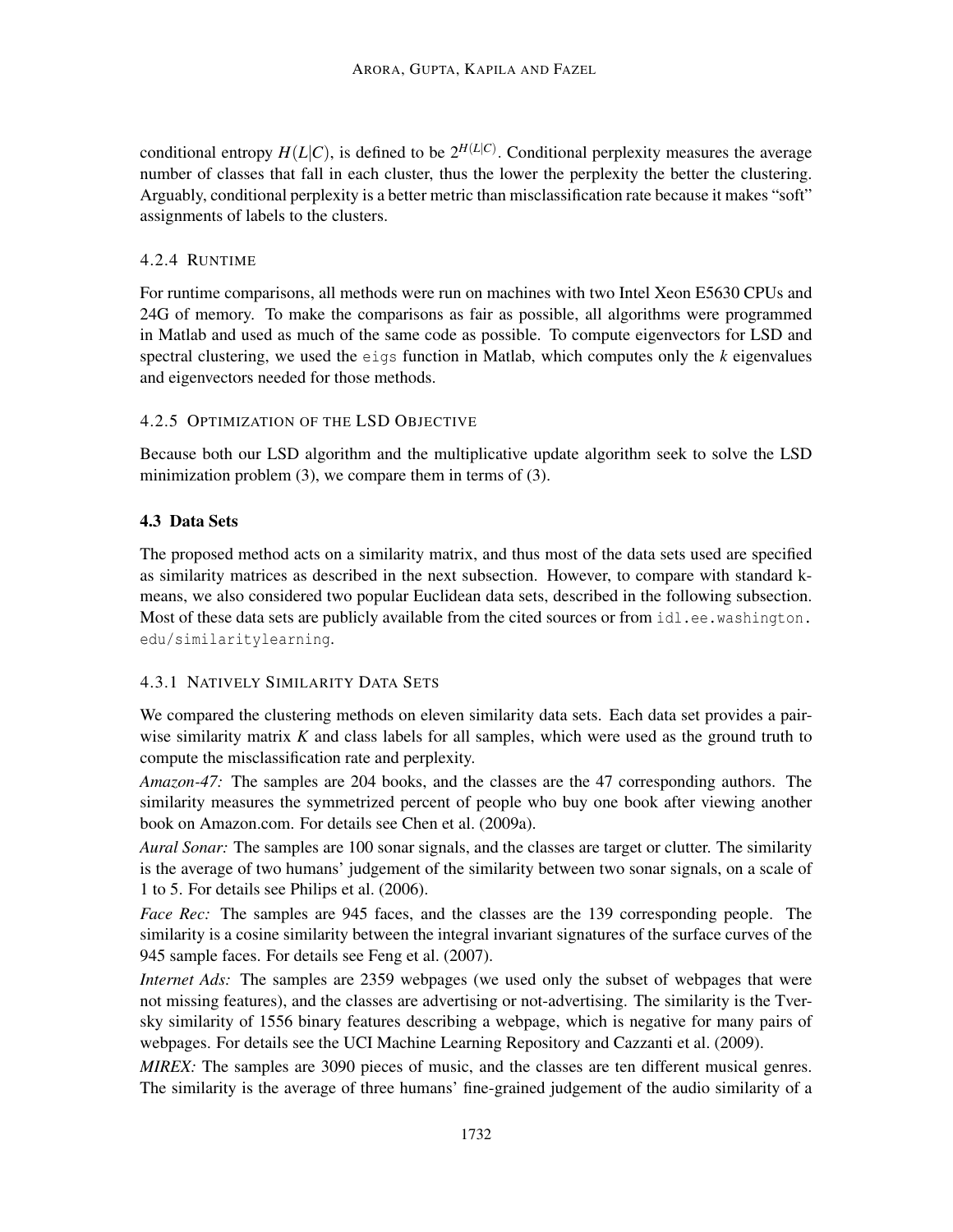conditional entropy $H(L|C)$, is defined to be $2^{H(L|C)}$. Conditional perplexity measures the average number of classes that fall in each cluster, thus the lower the perplexity the better the clustering. Arguably, conditional perplexity is a better metric than misclassification rate because it makes "soft" assignments of labels to the clusters.

#### 4.2.4 Runtime

For runtime comparisons, all methods were run on machines with two Intel Xeon E5630 CPUs and 24G of memory. To make the comparisons as fair as possible, all algorithms were programmed in Matlab and used as much of the same code as possible. To compute eigenvectors for LSD and spectral clustering, we used the `eigs` function in Matlab, which computes only the $k$ eigenvalues and eigenvectors needed for those methods.

#### 4.2.5 Optimization of the LSD Objective

Because both our LSD algorithm and the multiplicative update algorithm seek to solve the LSD minimization problem (3), we compare them in terms of (3).

### 4.3 Data Sets

The proposed method acts on a similarity matrix, and thus most of the data sets used are specified as similarity matrices as described in the next subsection. However, to compare with standard k-means, we also considered two popular Euclidean data sets, described in the following subsection. Most of these data sets are publicly available from the cited sources or from `idl.ee.washington.edu/similaritylearning`.

#### 4.3.1 Natively Similarity Data Sets

We compared the clustering methods on eleven similarity data sets. Each data set provides a pairwise similarity matrix $K$ and class labels for all samples, which were used as the ground truth to compute the misclassification rate and perplexity.

*Amazon-47:* The samples are 204 books, and the classes are the 47 corresponding authors. The similarity measures the symmetrized percent of people who buy one book after viewing another book on Amazon.com. For details see Chen et al. (2009a).

*Aural Sonar:* The samples are 100 sonar signals, and the classes are target or clutter. The similarity is the average of two humans' judgement of the similarity between two sonar signals, on a scale of 1 to 5. For details see Philips et al. (2006).

*Face Rec:* The samples are 945 faces, and the classes are the 139 corresponding people. The similarity is a cosine similarity between the integral invariant signatures of the surface curves of the 945 sample faces. For details see Feng et al. (2007).

*Internet Ads:* The samples are 2359 webpages (we used only the subset of webpages that were not missing features), and the classes are advertising or not-advertising. The similarity is the Tversky similarity of 1556 binary features describing a webpage, which is negative for many pairs of webpages. For details see the UCI Machine Learning Repository and Cazzanti et al. (2009).

*MIREX:* The samples are 3090 pieces of music, and the classes are ten different musical genres. The similarity is the average of three humans' fine-grained judgement of the audio similarity of a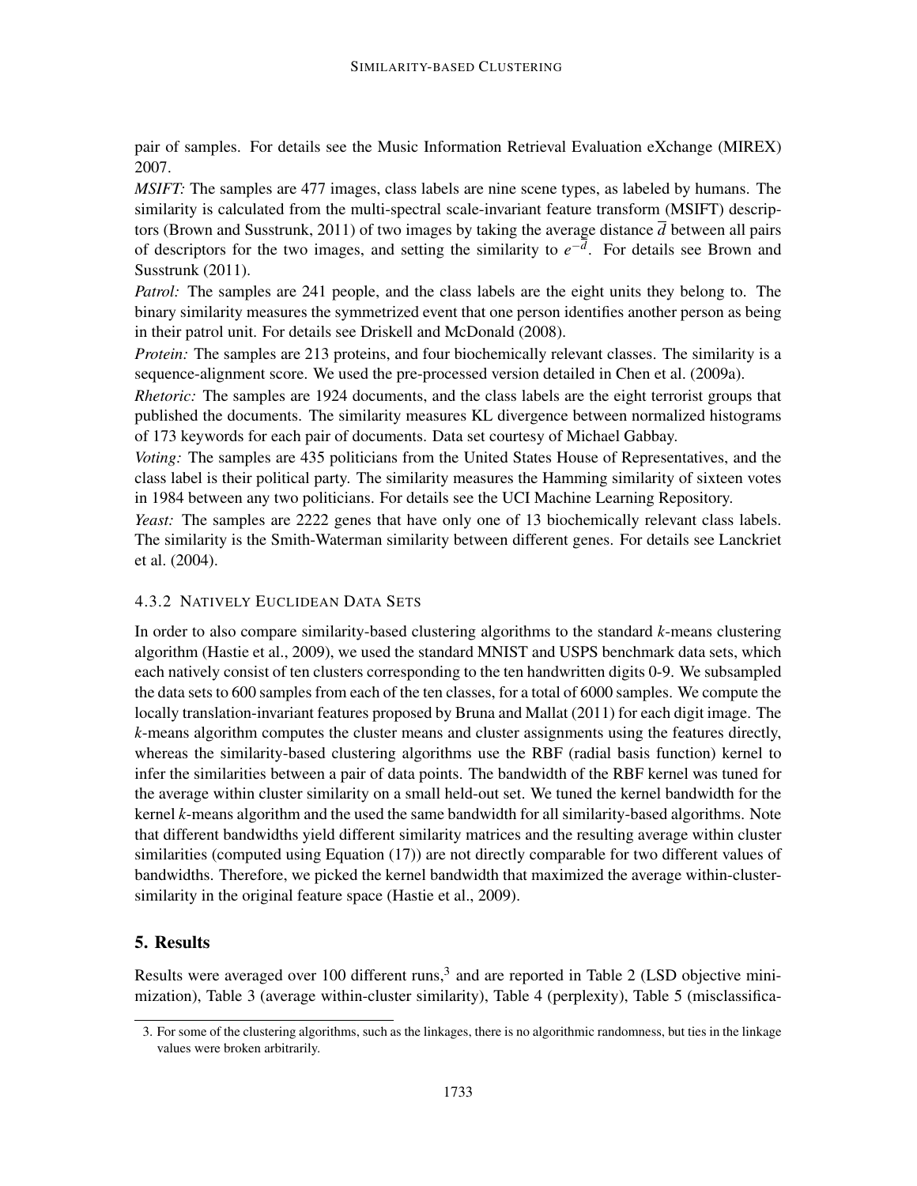pair of samples. For details see the Music Information Retrieval Evaluation eXchange (MIREX) 2007.

*MSIFT:* The samples are 477 images, class labels are nine scene types, as labeled by humans. The similarity is calculated from the multi-spectral scale-invariant feature transform (MSIFT) descriptors (Brown and Susstrunk, 2011) of two images by taking the average distance $\overline{d}$ between all pairs of descriptors for the two images, and setting the similarity to $e^{-\overline{d}}$. For details see Brown and Susstrunk (2011).

*Patrol:* The samples are 241 people, and the class labels are the eight units they belong to. The binary similarity measures the symmetrized event that one person identifies another person as being in their patrol unit. For details see Driskell and McDonald (2008).

*Protein:* The samples are 213 proteins, and four biochemically relevant classes. The similarity is a sequence-alignment score. We used the pre-processed version detailed in Chen et al. (2009a).

*Rhetoric:* The samples are 1924 documents, and the class labels are the eight terrorist groups that published the documents. The similarity measures KL divergence between normalized histograms of 173 keywords for each pair of documents. Data set courtesy of Michael Gabbay.

*Voting:* The samples are 435 politicians from the United States House of Representatives, and the class label is their political party. The similarity measures the Hamming similarity of sixteen votes in 1984 between any two politicians. For details see the UCI Machine Learning Repository.

*Yeast:* The samples are 2222 genes that have only one of 13 biochemically relevant class labels. The similarity is the Smith-Waterman similarity between different genes. For details see Lanckriet et al. (2004).

#### 4.3.2 Natively Euclidean Data Sets

In order to also compare similarity-based clustering algorithms to the standard *k*-means clustering algorithm (Hastie et al., 2009), we used the standard MNIST and USPS benchmark data sets, which each natively consist of ten clusters corresponding to the ten handwritten digits 0-9. We subsampled the data sets to 600 samples from each of the ten classes, for a total of 6000 samples. We compute the locally translation-invariant features proposed by Bruna and Mallat (2011) for each digit image. The *k*-means algorithm computes the cluster means and cluster assignments using the features directly, whereas the similarity-based clustering algorithms use the RBF (radial basis function) kernel to infer the similarities between a pair of data points. The bandwidth of the RBF kernel was tuned for the average within cluster similarity on a small held-out set. We tuned the kernel bandwidth for the kernel *k*-means algorithm and the used the same bandwidth for all similarity-based algorithms. Note that different bandwidths yield different similarity matrices and the resulting average within cluster similarities (computed using Equation (17)) are not directly comparable for two different values of bandwidths. Therefore, we picked the kernel bandwidth that maximized the average within-cluster-similarity in the original feature space (Hastie et al., 2009).

## 5. Results

Results were averaged over 100 different runs,[3] and are reported in Table 2 (LSD objective minimization), Table 3 (average within-cluster similarity), Table 4 (perplexity), Table 5 (misclassifica-

3. For some of the clustering algorithms, such as the linkages, there is no algorithmic randomness, but ties in the linkage values were broken arbitrarily.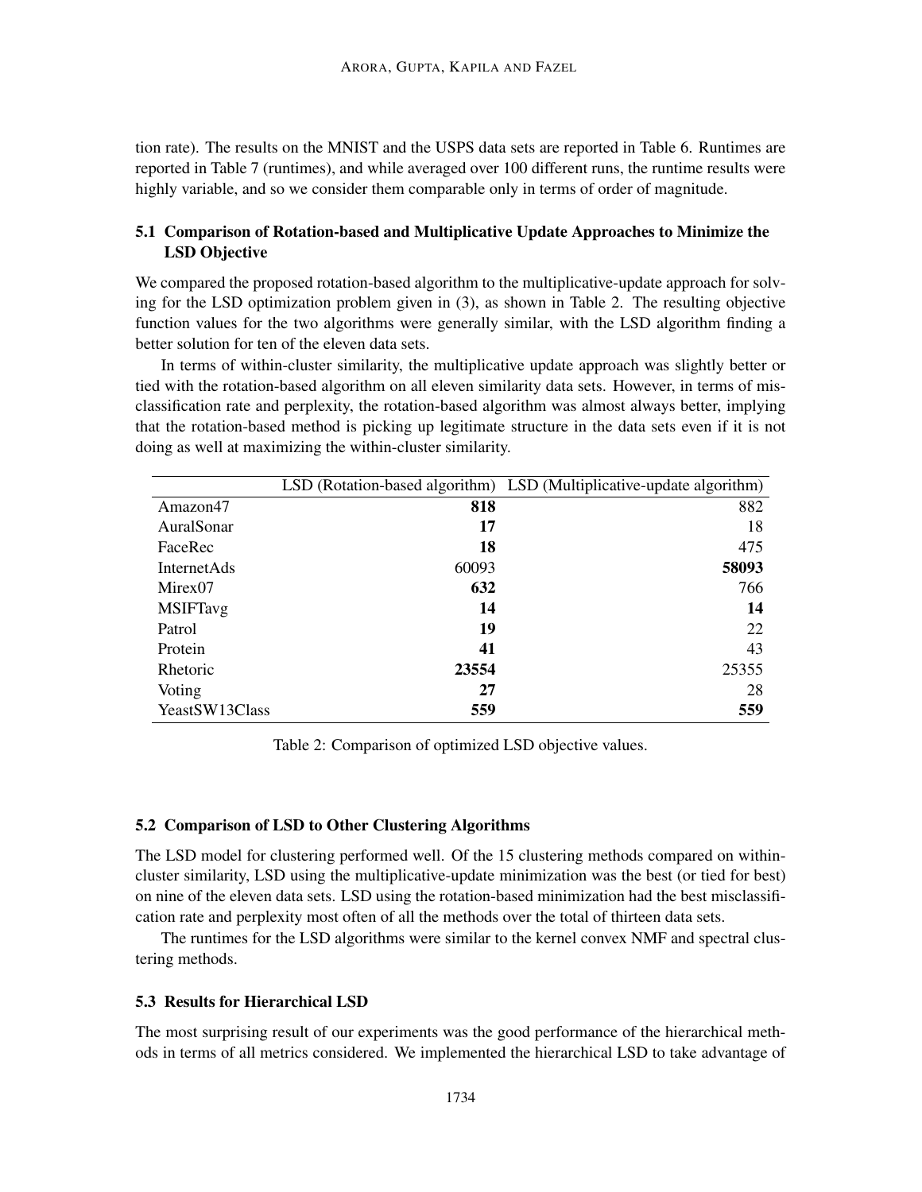tion rate). The results on the MNIST and the USPS data sets are reported in Table 6. Runtimes are reported in Table 7 (runtimes), and while averaged over 100 different runs, the runtime results were highly variable, and so we consider them comparable only in terms of order of magnitude.

### 5.1 Comparison of Rotation-based and Multiplicative Update Approaches to Minimize the LSD Objective

We compared the proposed rotation-based algorithm to the multiplicative-update approach for solving for the LSD optimization problem given in (3), as shown in Table 2. The resulting objective function values for the two algorithms were generally similar, with the LSD algorithm finding a better solution for ten of the eleven data sets.

In terms of within-cluster similarity, the multiplicative update approach was slightly better or tied with the rotation-based algorithm on all eleven similarity data sets. However, in terms of misclassification rate and perplexity, the rotation-based algorithm was almost always better, implying that the rotation-based method is picking up legitimate structure in the data sets even if it is not doing as well at maximizing the within-cluster similarity.

| | LSD (Rotation-based algorithm) | LSD (Multiplicative-update algorithm) |
|---|---:|---:|
| Amazon47 | **818** | 882 |
| AuralSonar | **17** | 18 |
| FaceRec | **18** | 475 |
| InternetAds | 60093 | **58093** |
| Mirex07 | **632** | 766 |
| MSIFTavg | **14** | **14** |
| Patrol | **19** | 22 |
| Protein | **41** | 43 |
| Rhetoric | **23554** | 25355 |
| Voting | **27** | 28 |
| YeastSW13Class | **559** | **559** |

Table 2: Comparison of optimized LSD objective values.

### 5.2 Comparison of LSD to Other Clustering Algorithms

The LSD model for clustering performed well. Of the 15 clustering methods compared on within-cluster similarity, LSD using the multiplicative-update minimization was the best (or tied for best) on nine of the eleven data sets. LSD using the rotation-based minimization had the best misclassification rate and perplexity most often of all the methods over the total of thirteen data sets.

The runtimes for the LSD algorithms were similar to the kernel convex NMF and spectral clustering methods.

### 5.3 Results for Hierarchical LSD

The most surprising result of our experiments was the good performance of the hierarchical methods in terms of all metrics considered. We implemented the hierarchical LSD to take advantage of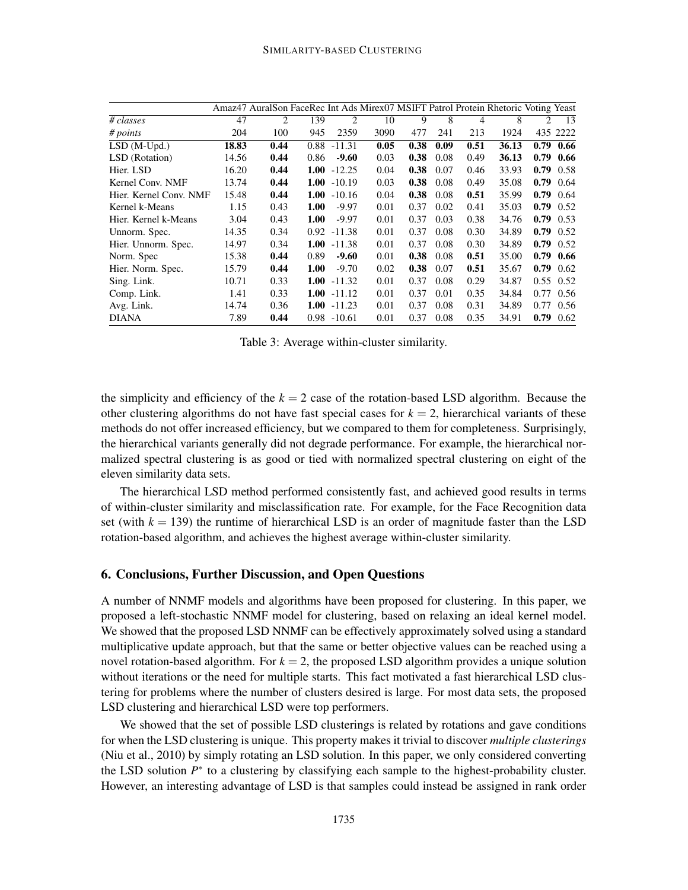|  | Amaz47 | AuralSon | FaceRec | Int Ads | Mirex07 | MSIFT | Patrol | Protein | Rhetoric | Voting | Yeast |
|---|---|---|---|---|---|---|---|---|---|---|---|
| *# classes* | 47 | 2 | 139 | 2 | 10 | 9 | 8 | 4 | 8 | 2 | 13 |
| *# points* | 204 | 100 | 945 | 2359 | 3090 | 477 | 241 | 213 | 1924 | 435 | 2222 |
| LSD (M-Upd.) | **18.83** | **0.44** | 0.88 | -11.31 | **0.05** | **0.38** | **0.09** | **0.51** | **36.13** | **0.79** | **0.66** |
| LSD (Rotation) | 14.56 | **0.44** | 0.86 | **-9.60** | 0.03 | **0.38** | 0.08 | 0.49 | **36.13** | **0.79** | **0.66** |
| Hier. LSD | 16.20 | **0.44** | **1.00** | -12.25 | 0.04 | **0.38** | 0.07 | 0.46 | 33.93 | **0.79** | 0.58 |
| Kernel Conv. NMF | 13.74 | **0.44** | **1.00** | -10.19 | 0.03 | **0.38** | 0.08 | 0.49 | 35.08 | **0.79** | 0.64 |
| Hier. Kernel Conv. NMF | 15.48 | **0.44** | **1.00** | -10.16 | 0.04 | **0.38** | 0.08 | **0.51** | 35.99 | **0.79** | 0.64 |
| Kernel k-Means | 1.15 | 0.43 | **1.00** | -9.97 | 0.01 | 0.37 | 0.02 | 0.41 | 35.03 | **0.79** | 0.52 |
| Hier. Kernel k-Means | 3.04 | 0.43 | **1.00** | -9.97 | 0.01 | 0.37 | 0.03 | 0.38 | 34.76 | **0.79** | 0.53 |
| Unnorm. Spec. | 14.35 | 0.34 | 0.92 | -11.38 | 0.01 | 0.37 | 0.08 | 0.30 | 34.89 | **0.79** | 0.52 |
| Hier. Unnorm. Spec. | 14.97 | 0.34 | **1.00** | -11.38 | 0.01 | 0.37 | 0.08 | 0.30 | 34.89 | **0.79** | 0.52 |
| Norm. Spec | 15.38 | **0.44** | 0.89 | **-9.60** | 0.01 | **0.38** | 0.08 | **0.51** | 35.00 | **0.79** | **0.66** |
| Hier. Norm. Spec. | 15.79 | **0.44** | **1.00** | -9.70 | 0.02 | **0.38** | 0.07 | **0.51** | 35.67 | **0.79** | 0.62 |
| Sing. Link. | 10.71 | 0.33 | **1.00** | -11.32 | 0.01 | 0.37 | 0.08 | 0.29 | 34.87 | 0.55 | 0.52 |
| Comp. Link. | 1.41 | 0.33 | **1.00** | -11.12 | 0.01 | 0.37 | 0.01 | 0.35 | 34.84 | 0.77 | 0.56 |
| Avg. Link. | 14.74 | 0.36 | **1.00** | -11.23 | 0.01 | 0.37 | 0.08 | 0.31 | 34.89 | 0.77 | 0.56 |
| DIANA | 7.89 | **0.44** | 0.98 | -10.61 | 0.01 | 0.37 | 0.08 | 0.35 | 34.91 | **0.79** | 0.62 |

Table 3: Average within-cluster similarity.

the simplicity and efficiency of the $k = 2$ case of the rotation-based LSD algorithm. Because the other clustering algorithms do not have fast special cases for $k = 2$, hierarchical variants of these methods do not offer increased efficiency, but we compared to them for completeness. Surprisingly, the hierarchical variants generally did not degrade performance. For example, the hierarchical normalized spectral clustering is as good or tied with normalized spectral clustering on eight of the eleven similarity data sets.

The hierarchical LSD method performed consistently fast, and achieved good results in terms of within-cluster similarity and misclassification rate. For example, for the Face Recognition data set (with $k = 139$) the runtime of hierarchical LSD is an order of magnitude faster than the LSD rotation-based algorithm, and achieves the highest average within-cluster similarity.

## 6. Conclusions, Further Discussion, and Open Questions

A number of NNMF models and algorithms have been proposed for clustering. In this paper, we proposed a left-stochastic NNMF model for clustering, based on relaxing an ideal kernel model. We showed that the proposed LSD NNMF can be effectively approximately solved using a standard multiplicative update approach, but that the same or better objective values can be reached using a novel rotation-based algorithm. For $k = 2$, the proposed LSD algorithm provides a unique solution without iterations or the need for multiple starts. This fact motivated a fast hierarchical LSD clustering for problems where the number of clusters desired is large. For most data sets, the proposed LSD clustering and hierarchical LSD were top performers.

We showed that the set of possible LSD clusterings is related by rotations and gave conditions for when the LSD clustering is unique. This property makes it trivial to discover *multiple clusterings* (Niu et al., 2010) by simply rotating an LSD solution. In this paper, we only considered converting the LSD solution $P^*$ to a clustering by classifying each sample to the highest-probability cluster. However, an interesting advantage of LSD is that samples could instead be assigned in rank order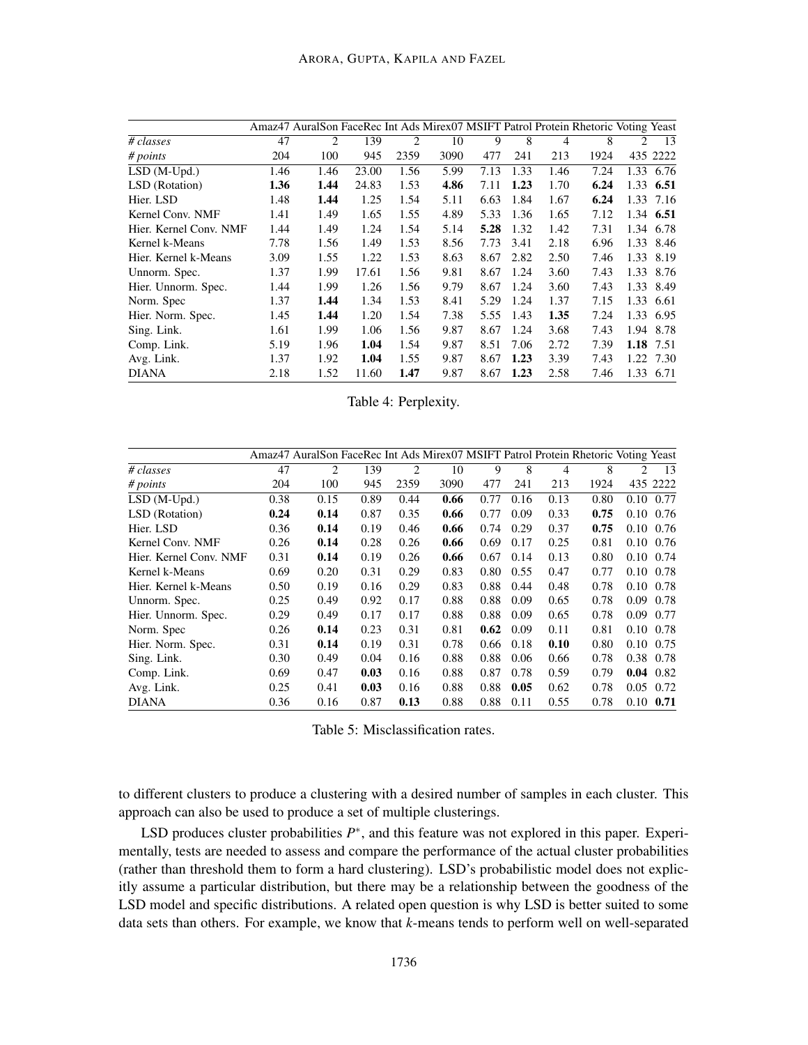| | Amaz47 | AuralSon | FaceRec | Int Ads | Mirex07 | MSIFT | Patrol | Protein | Rhetoric | Voting | Yeast |
|---|---|---|---|---|---|---|---|---|---|---|---|
| *# classes* | 47 | 2 | 139 | 2 | 10 | 9 | 8 | 4 | 8 | 2 | 13 |
| *# points* | 204 | 100 | 945 | 2359 | 3090 | 477 | 241 | 213 | 1924 | 435 | 2222 |
| LSD (M-Upd.) | 1.46 | 1.46 | 23.00 | 1.56 | 5.99 | 7.13 | 1.33 | 1.46 | 7.24 | 1.33 | 6.76 |
| LSD (Rotation) | **1.36** | **1.44** | 24.83 | 1.53 | **4.86** | 7.11 | **1.23** | 1.70 | **6.24** | 1.33 | **6.51** |
| Hier. LSD | 1.48 | **1.44** | 1.25 | 1.54 | 5.11 | 6.63 | 1.84 | 1.67 | **6.24** | 1.33 | 7.16 |
| Kernel Conv. NMF | 1.41 | 1.49 | 1.65 | 1.55 | 4.89 | 5.33 | 1.36 | 1.65 | 7.12 | 1.34 | **6.51** |
| Hier. Kernel Conv. NMF | 1.44 | 1.49 | 1.24 | 1.54 | 5.14 | **5.28** | 1.32 | 1.42 | 7.31 | 1.34 | 6.78 |
| Kernel k-Means | 7.78 | 1.56 | 1.49 | 1.53 | 8.56 | 7.73 | 3.41 | 2.18 | 6.96 | 1.33 | 8.46 |
| Hier. Kernel k-Means | 3.09 | 1.55 | 1.22 | 1.53 | 8.63 | 8.67 | 2.82 | 2.50 | 7.46 | 1.33 | 8.19 |
| Unnorm. Spec. | 1.37 | 1.99 | 17.61 | 1.56 | 9.81 | 8.67 | 1.24 | 3.60 | 7.43 | 1.33 | 8.76 |
| Hier. Unnorm. Spec. | 1.44 | 1.99 | 1.26 | 1.56 | 9.79 | 8.67 | 1.24 | 3.60 | 7.43 | 1.33 | 8.49 |
| Norm. Spec | 1.37 | **1.44** | 1.34 | 1.53 | 8.41 | 5.29 | 1.24 | 1.37 | 7.15 | 1.33 | 6.61 |
| Hier. Norm. Spec. | 1.45 | **1.44** | 1.20 | 1.54 | 7.38 | 5.55 | 1.43 | **1.35** | 7.24 | 1.33 | 6.95 |
| Sing. Link. | 1.61 | 1.99 | 1.06 | 1.56 | 9.87 | 8.67 | 1.24 | 3.68 | 7.43 | 1.94 | 8.78 |
| Comp. Link. | 5.19 | 1.96 | **1.04** | 1.54 | 9.87 | 8.51 | 7.06 | 2.72 | 7.39 | **1.18** | 7.51 |
| Avg. Link. | 1.37 | 1.92 | **1.04** | 1.55 | 9.87 | 8.67 | **1.23** | 3.39 | 7.43 | 1.22 | 7.30 |
| DIANA | 2.18 | 1.52 | 11.60 | **1.47** | 9.87 | 8.67 | **1.23** | 2.58 | 7.46 | 1.33 | 6.71 |

Table 4: Perplexity.

| | Amaz47 | AuralSon | FaceRec | Int Ads | Mirex07 | MSIFT | Patrol | Protein | Rhetoric | Voting | Yeast |
|---|---|---|---|---|---|---|---|---|---|---|---|
| *# classes* | 47 | 2 | 139 | 2 | 10 | 9 | 8 | 4 | 8 | 2 | 13 |
| *# points* | 204 | 100 | 945 | 2359 | 3090 | 477 | 241 | 213 | 1924 | 435 | 2222 |
| LSD (M-Upd.) | 0.38 | 0.15 | 0.89 | 0.44 | **0.66** | 0.77 | 0.16 | 0.13 | 0.80 | 0.10 | 0.77 |
| LSD (Rotation) | **0.24** | **0.14** | 0.87 | 0.35 | **0.66** | 0.77 | 0.09 | 0.33 | **0.75** | 0.10 | 0.76 |
| Hier. LSD | 0.36 | **0.14** | 0.19 | 0.46 | **0.66** | 0.74 | 0.29 | 0.37 | **0.75** | 0.10 | 0.76 |
| Kernel Conv. NMF | 0.26 | **0.14** | 0.28 | 0.26 | **0.66** | 0.69 | 0.17 | 0.25 | 0.81 | 0.10 | 0.76 |
| Hier. Kernel Conv. NMF | 0.31 | **0.14** | 0.19 | 0.26 | **0.66** | 0.67 | 0.14 | 0.13 | 0.80 | 0.10 | 0.74 |
| Kernel k-Means | 0.69 | 0.20 | 0.31 | 0.29 | 0.83 | 0.80 | 0.55 | 0.47 | 0.77 | 0.10 | 0.78 |
| Hier. Kernel k-Means | 0.50 | 0.19 | 0.16 | 0.29 | 0.83 | 0.88 | 0.44 | 0.48 | 0.78 | 0.10 | 0.78 |
| Unnorm. Spec. | 0.25 | 0.49 | 0.92 | 0.17 | 0.88 | 0.88 | 0.09 | 0.65 | 0.78 | 0.09 | 0.78 |
| Hier. Unnorm. Spec. | 0.29 | 0.49 | 0.17 | 0.17 | 0.88 | 0.88 | 0.09 | 0.65 | 0.78 | 0.09 | 0.77 |
| Norm. Spec | 0.26 | **0.14** | 0.23 | 0.31 | 0.81 | **0.62** | 0.09 | 0.11 | 0.81 | 0.10 | 0.78 |
| Hier. Norm. Spec. | 0.31 | **0.14** | 0.19 | 0.31 | 0.78 | 0.66 | 0.18 | **0.10** | 0.80 | 0.10 | 0.75 |
| Sing. Link. | 0.30 | 0.49 | 0.04 | 0.16 | 0.88 | 0.88 | 0.06 | 0.66 | 0.78 | 0.38 | 0.78 |
| Comp. Link. | 0.69 | 0.47 | **0.03** | 0.16 | 0.88 | 0.87 | 0.78 | 0.59 | 0.79 | **0.04** | 0.82 |
| Avg. Link. | 0.25 | 0.41 | **0.03** | 0.16 | 0.88 | 0.88 | **0.05** | 0.62 | 0.78 | 0.05 | 0.72 |
| DIANA | 0.36 | 0.16 | 0.87 | **0.13** | 0.88 | 0.88 | 0.11 | 0.55 | 0.78 | 0.10 | **0.71** |

Table 5: Misclassification rates.

to different clusters to produce a clustering with a desired number of samples in each cluster. This approach can also be used to produce a set of multiple clusterings.

LSD produces cluster probabilities $P^*$, and this feature was not explored in this paper. Experimentally, tests are needed to assess and compare the performance of the actual cluster probabilities (rather than threshold them to form a hard clustering). LSD's probabilistic model does not explicitly assume a particular distribution, but there may be a relationship between the goodness of the LSD model and specific distributions. A related open question is why LSD is better suited to some data sets than others. For example, we know that *k*-means tends to perform well on well-separated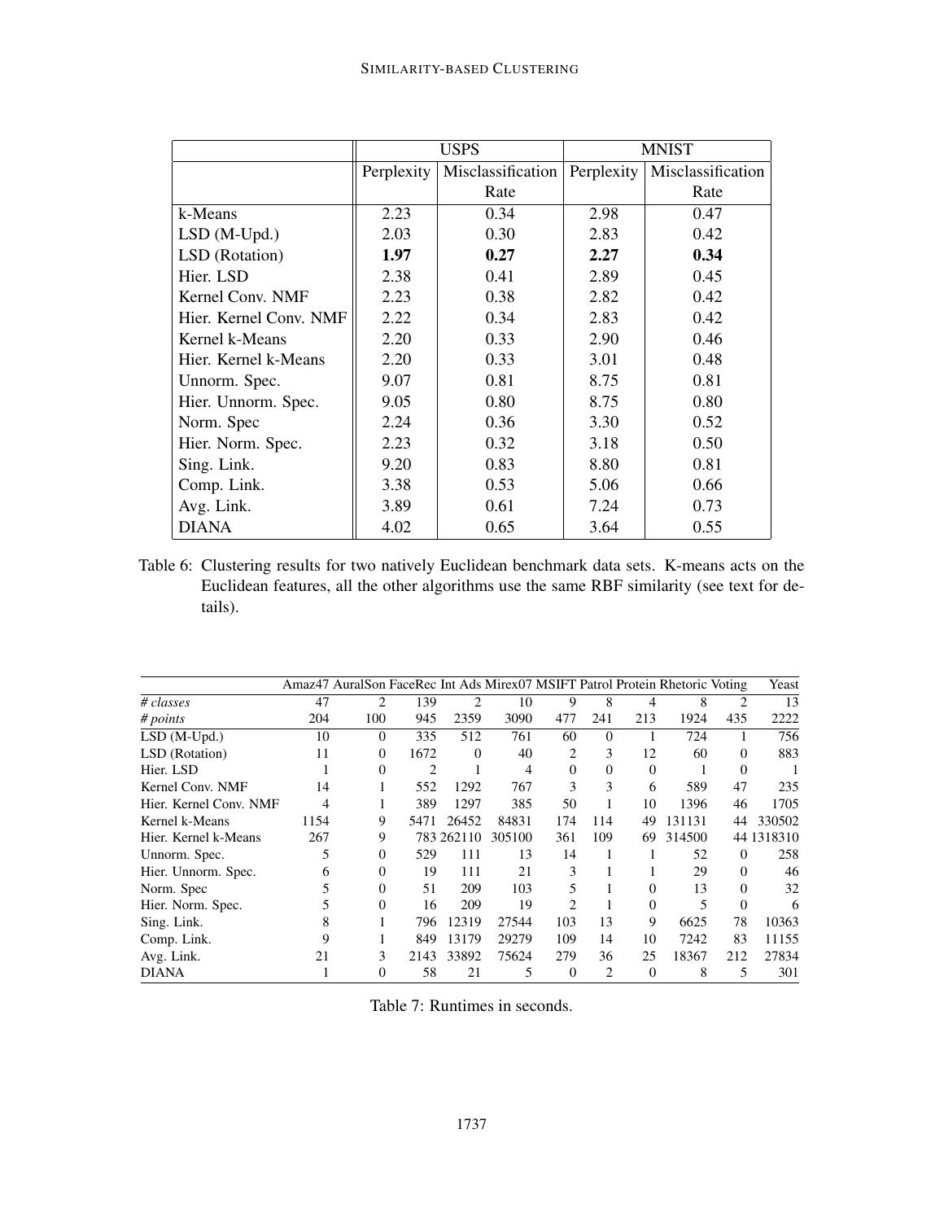| | USPS | | MNIST | |
|---|---|---|---|---|
| | Perplexity | Misclassification Rate | Perplexity | Misclassification Rate |
| k-Means | 2.23 | 0.34 | 2.98 | 0.47 |
| LSD (M-Upd.) | 2.03 | 0.30 | 2.83 | 0.42 |
| LSD (Rotation) | **1.97** | **0.27** | **2.27** | **0.34** |
| Hier. LSD | 2.38 | 0.41 | 2.89 | 0.45 |
| Kernel Conv. NMF | 2.23 | 0.38 | 2.82 | 0.42 |
| Hier. Kernel Conv. NMF | 2.22 | 0.34 | 2.83 | 0.42 |
| Kernel k-Means | 2.20 | 0.33 | 2.90 | 0.46 |
| Hier. Kernel k-Means | 2.20 | 0.33 | 3.01 | 0.48 |
| Unnorm. Spec. | 9.07 | 0.81 | 8.75 | 0.81 |
| Hier. Unnorm. Spec. | 9.05 | 0.80 | 8.75 | 0.80 |
| Norm. Spec | 2.24 | 0.36 | 3.30 | 0.52 |
| Hier. Norm. Spec. | 2.23 | 0.32 | 3.18 | 0.50 |
| Sing. Link. | 9.20 | 0.83 | 8.80 | 0.81 |
| Comp. Link. | 3.38 | 0.53 | 5.06 | 0.66 |
| Avg. Link. | 3.89 | 0.61 | 7.24 | 0.73 |
| DIANA | 4.02 | 0.65 | 3.64 | 0.55 |

Table 6: Clustering results for two natively Euclidean benchmark data sets. K-means acts on the Euclidean features, all the other algorithms use the same RBF similarity (see text for details).

| | Amaz47 | AuralSon | FaceRec | Int Ads | Mirex07 | MSIFT | Patrol | Protein | Rhetoric | Voting | Yeast |
|---|---|---|---|---|---|---|---|---|---|---|---|
| *# classes* | 47 | 2 | 139 | 2 | 10 | 9 | 8 | 4 | 8 | 2 | 13 |
| *# points* | 204 | 100 | 945 | 2359 | 3090 | 477 | 241 | 213 | 1924 | 435 | 2222 |
| LSD (M-Upd.) | 10 | 0 | 335 | 512 | 761 | 60 | 0 | 1 | 724 | 1 | 756 |
| LSD (Rotation) | 11 | 0 | 1672 | 0 | 40 | 2 | 3 | 12 | 60 | 0 | 883 |
| Hier. LSD | 1 | 0 | 2 | 1 | 4 | 0 | 0 | 0 | 1 | 0 | 1 |
| Kernel Conv. NMF | 14 | 1 | 552 | 1292 | 767 | 3 | 3 | 6 | 589 | 47 | 235 |
| Hier. Kernel Conv. NMF | 4 | 1 | 389 | 1297 | 385 | 50 | 1 | 10 | 1396 | 46 | 1705 |
| Kernel k-Means | 1154 | 9 | 5471 | 26452 | 84831 | 174 | 114 | 49 | 131131 | 44 | 330502 |
| Hier. Kernel k-Means | 267 | 9 | 783 | 262110 | 305100 | 361 | 109 | 69 | 314500 | 44 | 1318310 |
| Unnorm. Spec. | 5 | 0 | 529 | 111 | 13 | 14 | 1 | 1 | 52 | 0 | 258 |
| Hier. Unnorm. Spec. | 6 | 0 | 19 | 111 | 21 | 3 | 1 | 1 | 29 | 0 | 46 |
| Norm. Spec | 5 | 0 | 51 | 209 | 103 | 5 | 1 | 0 | 13 | 0 | 32 |
| Hier. Norm. Spec. | 5 | 0 | 16 | 209 | 19 | 2 | 1 | 0 | 5 | 0 | 6 |
| Sing. Link. | 8 | 1 | 796 | 12319 | 27544 | 103 | 13 | 9 | 6625 | 78 | 10363 |
| Comp. Link. | 9 | 1 | 849 | 13179 | 29279 | 109 | 14 | 10 | 7242 | 83 | 11155 |
| Avg. Link. | 21 | 3 | 2143 | 33892 | 75624 | 279 | 36 | 25 | 18367 | 212 | 27834 |
| DIANA | 1 | 0 | 58 | 21 | 5 | 0 | 2 | 0 | 8 | 5 | 301 |

Table 7: Runtimes in seconds.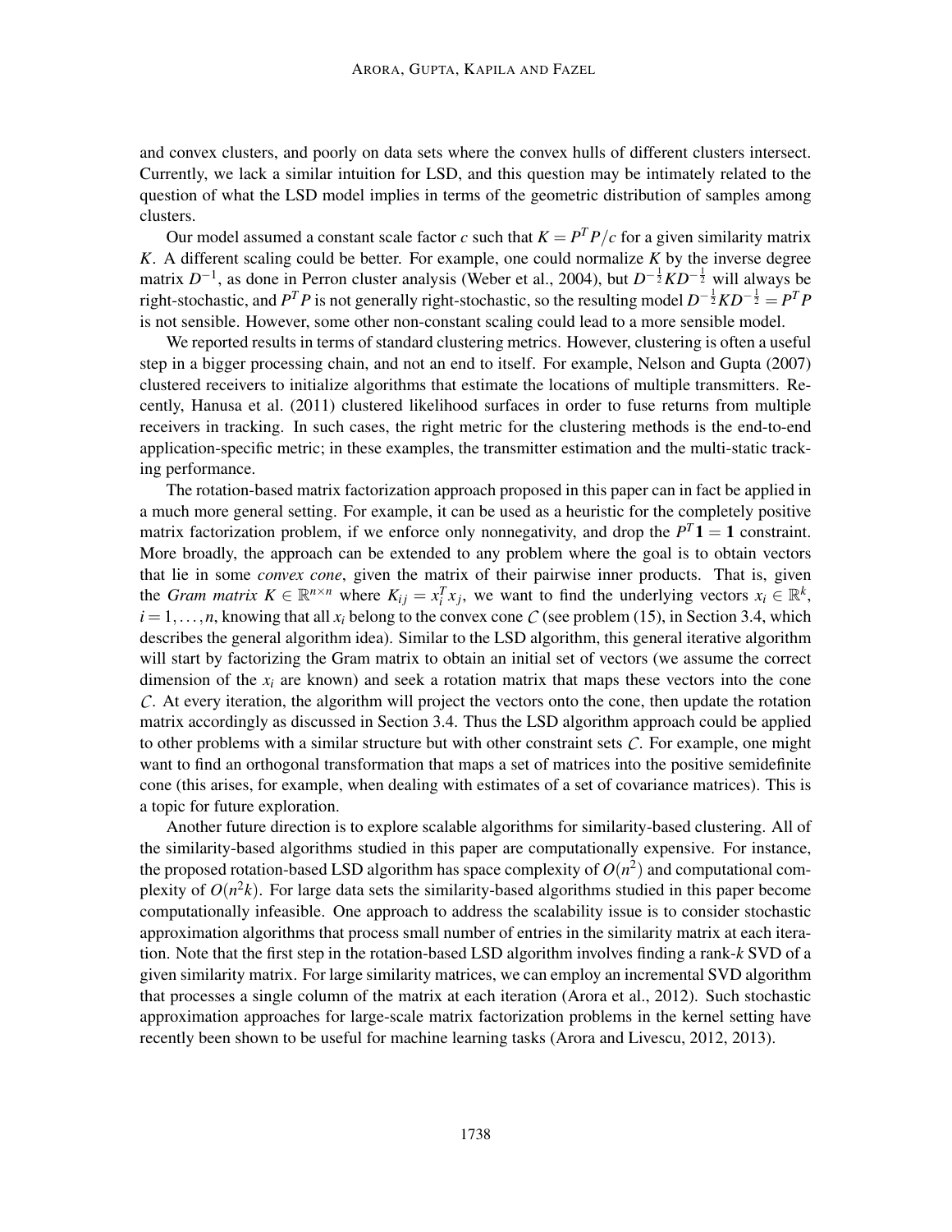and convex clusters, and poorly on data sets where the convex hulls of different clusters intersect. Currently, we lack a similar intuition for LSD, and this question may be intimately related to the question of what the LSD model implies in terms of the geometric distribution of samples among clusters.

Our model assumed a constant scale factor $c$ such that $K = P^T P/c$ for a given similarity matrix $K$. A different scaling could be better. For example, one could normalize $K$ by the inverse degree matrix $D^{-1}$, as done in Perron cluster analysis (Weber et al., 2004), but $D^{-\frac{1}{2}} K D^{-\frac{1}{2}}$ will always be right-stochastic, and $P^T P$ is not generally right-stochastic, so the resulting model $D^{-\frac{1}{2}} K D^{-\frac{1}{2}} = P^T P$ is not sensible. However, some other non-constant scaling could lead to a more sensible model.

We reported results in terms of standard clustering metrics. However, clustering is often a useful step in a bigger processing chain, and not an end to itself. For example, Nelson and Gupta (2007) clustered receivers to initialize algorithms that estimate the locations of multiple transmitters. Recently, Hanusa et al. (2011) clustered likelihood surfaces in order to fuse returns from multiple receivers in tracking. In such cases, the right metric for the clustering methods is the end-to-end application-specific metric; in these examples, the transmitter estimation and the multi-static tracking performance.

The rotation-based matrix factorization approach proposed in this paper can in fact be applied in a much more general setting. For example, it can be used as a heuristic for the completely positive matrix factorization problem, if we enforce only nonnegativity, and drop the $P^T \mathbf{1} = \mathbf{1}$ constraint. More broadly, the approach can be extended to any problem where the goal is to obtain vectors that lie in some *convex cone*, given the matrix of their pairwise inner products. That is, given the *Gram matrix* $K \in \mathbb{R}^{n \times n}$ where $K_{ij} = x_i^T x_j$, we want to find the underlying vectors $x_i \in \mathbb{R}^k$, $i = 1, \ldots, n$, knowing that all $x_i$ belong to the convex cone $\mathcal{C}$ (see problem (15), in Section 3.4, which describes the general algorithm idea). Similar to the LSD algorithm, this general iterative algorithm will start by factorizing the Gram matrix to obtain an initial set of vectors (we assume the correct dimension of the $x_i$ are known) and seek a rotation matrix that maps these vectors into the cone $\mathcal{C}$. At every iteration, the algorithm will project the vectors onto the cone, then update the rotation matrix accordingly as discussed in Section 3.4. Thus the LSD algorithm approach could be applied to other problems with a similar structure but with other constraint sets $\mathcal{C}$. For example, one might want to find an orthogonal transformation that maps a set of matrices into the positive semidefinite cone (this arises, for example, when dealing with estimates of a set of covariance matrices). This is a topic for future exploration.

Another future direction is to explore scalable algorithms for similarity-based clustering. All of the similarity-based algorithms studied in this paper are computationally expensive. For instance, the proposed rotation-based LSD algorithm has space complexity of $O(n^2)$ and computational complexity of $O(n^2 k)$. For large data sets the similarity-based algorithms studied in this paper become computationally infeasible. One approach to address the scalability issue is to consider stochastic approximation algorithms that process small number of entries in the similarity matrix at each iteration. Note that the first step in the rotation-based LSD algorithm involves finding a rank-$k$ SVD of a given similarity matrix. For large similarity matrices, we can employ an incremental SVD algorithm that processes a single column of the matrix at each iteration (Arora et al., 2012). Such stochastic approximation approaches for large-scale matrix factorization problems in the kernel setting have recently been shown to be useful for machine learning tasks (Arora and Livescu, 2012, 2013).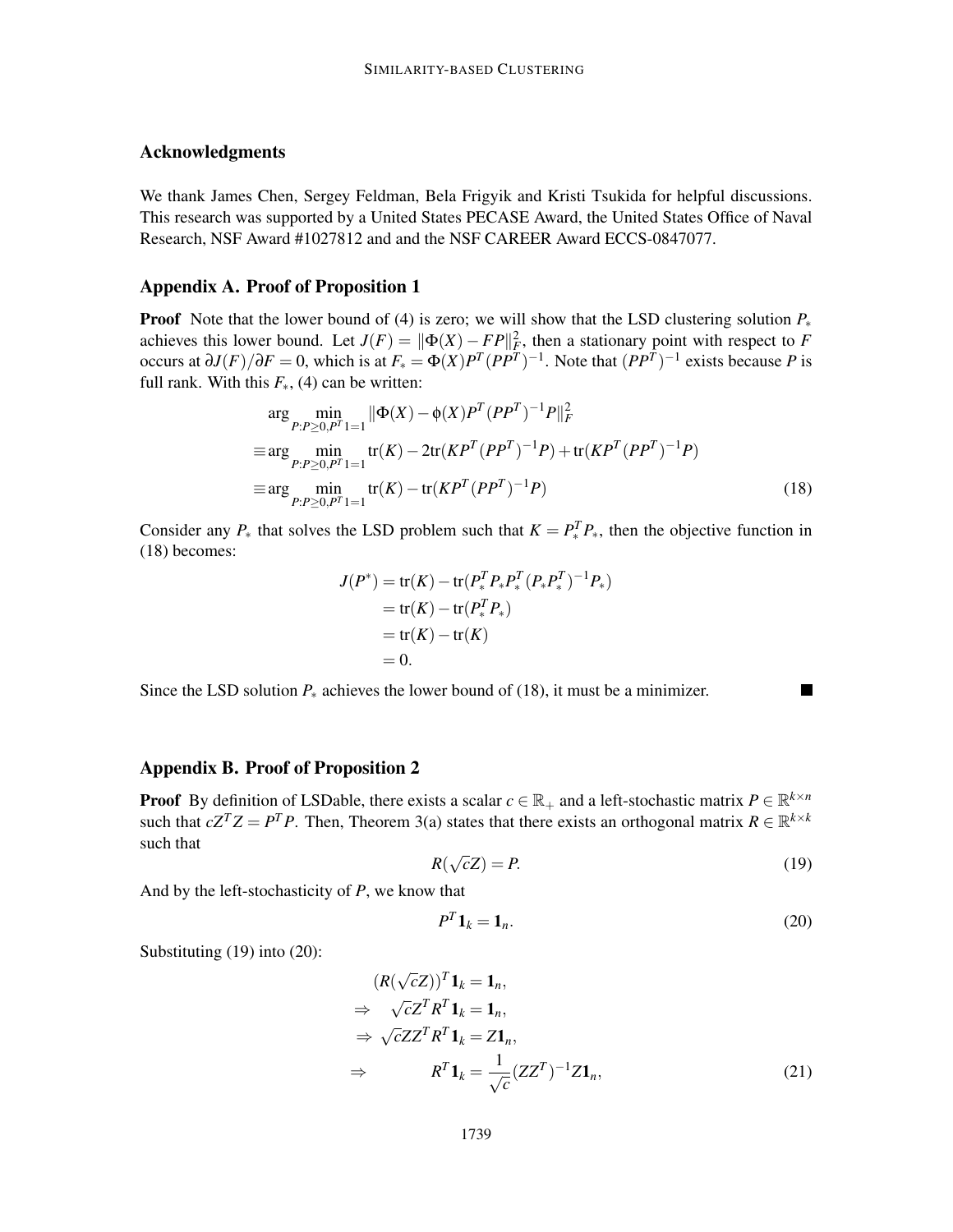## Acknowledgments

We thank James Chen, Sergey Feldman, Bela Frigyik and Kristi Tsukida for helpful discussions. This research was supported by a United States PECASE Award, the United States Office of Naval Research, NSF Award #1027812 and and the NSF CAREER Award ECCS-0847077.

## Appendix A. Proof of Proposition 1

**Proof** Note that the lower bound of (4) is zero; we will show that the LSD clustering solution $P_*$ achieves this lower bound. Let $J(F) = \|\Phi(X) - FP\|_F^2$, then a stationary point with respect to $F$ occurs at $\partial J(F)/\partial F = 0$, which is at $F_* = \Phi(X)P^T(PP^T)^{-1}$. Note that $(PP^T)^{-1}$ exists because $P$ is full rank. With this $F_*$, (4) can be written:

$$
\begin{aligned}
&\arg \min_{P:P\geq 0, P^T 1 = 1} \|\Phi(X) - \phi(X)P^T(PP^T)^{-1}P\|_F^2 \\
\equiv &\arg \min_{P:P\geq 0, P^T 1 = 1} \operatorname{tr}(K) - 2\operatorname{tr}(KP^T(PP^T)^{-1}P) + \operatorname{tr}(KP^T(PP^T)^{-1}P) \\
\equiv &\arg \min_{P:P\geq 0, P^T 1 = 1} \operatorname{tr}(K) - \operatorname{tr}(KP^T(PP^T)^{-1}P)
\end{aligned} \tag{18}
$$

Consider any $P_*$ that solves the LSD problem such that $K = P_*^T P_*$, then the objective function in (18) becomes:

$$
\begin{aligned}
J(P^*) &= \operatorname{tr}(K) - \operatorname{tr}(P_*^T P_* P_*^T (P_* P_*^T)^{-1} P_*) \\
&= \operatorname{tr}(K) - \operatorname{tr}(P_*^T P_*) \\
&= \operatorname{tr}(K) - \operatorname{tr}(K) \\
&= 0.
\end{aligned}
$$

Since the LSD solution $P_*$ achieves the lower bound of (18), it must be a minimizer. ■

## Appendix B. Proof of Proposition 2

**Proof** By definition of LSDable, there exists a scalar $c \in \mathbb{R}_+$ and a left-stochastic matrix $P \in \mathbb{R}^{k \times n}$ such that $cZ^TZ = P^TP$. Then, Theorem 3(a) states that there exists an orthogonal matrix $R \in \mathbb{R}^{k\times k}$ such that

$$
R(\sqrt{c}Z) = P. \tag{19}
$$

And by the left-stochasticity of $P$, we know that

$$
P^T \mathbf{1}_k = \mathbf{1}_n. \tag{20}
$$

Substituting (19) into (20):

$$
\begin{aligned}
&(R(\sqrt{c}Z))^T \mathbf{1}_k = \mathbf{1}_n, \\
\Rightarrow \quad &\sqrt{c}Z^T R^T \mathbf{1}_k = \mathbf{1}_n, \\
\Rightarrow \quad &\sqrt{c}ZZ^T R^T \mathbf{1}_k = Z\mathbf{1}_n, \\
\Rightarrow \quad &R^T \mathbf{1}_k = \frac{1}{\sqrt{c}}(ZZ^T)^{-1} Z \mathbf{1}_n,
\end{aligned} \tag{21}
$$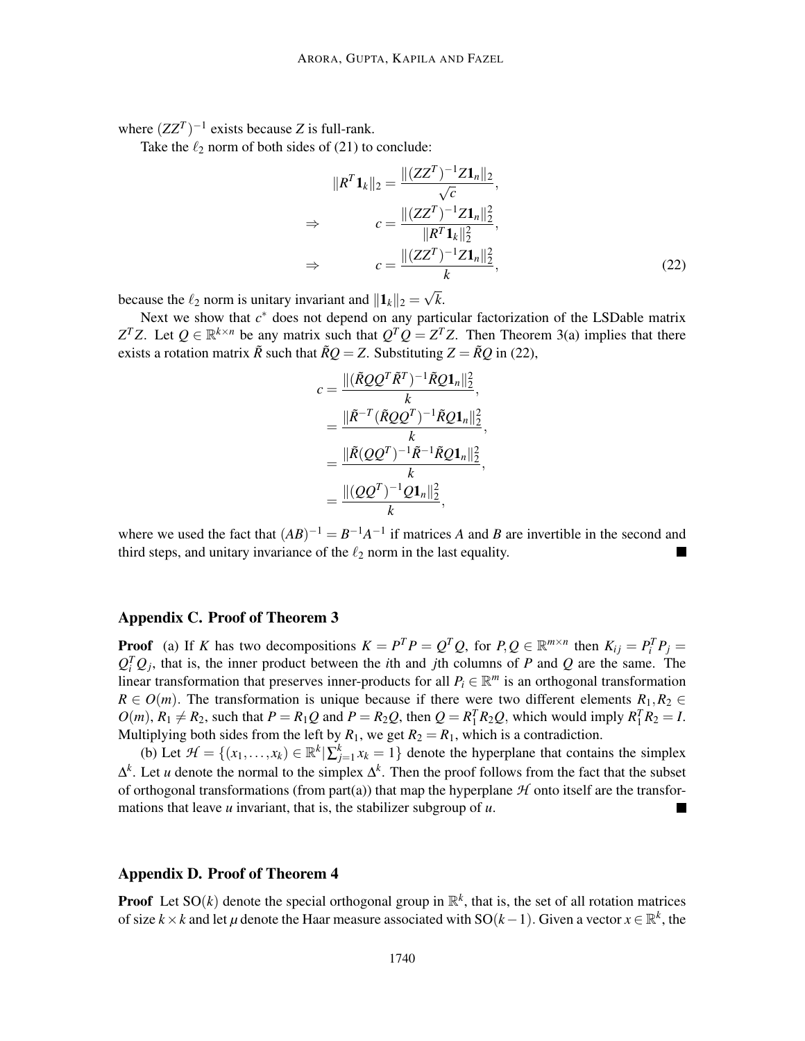where $(ZZ^T)^{-1}$ exists because $Z$ is full-rank.

Take the $\ell_2$ norm of both sides of (21) to conclude:

$$
\begin{aligned}
\|R^T \mathbf{1}_k\|_2 &= \frac{\|(ZZ^T)^{-1} Z \mathbf{1}_n\|_2}{\sqrt{c}}, \\
\Rightarrow \qquad c &= \frac{\|(ZZ^T)^{-1} Z \mathbf{1}_n\|_2^2}{\|R^T \mathbf{1}_k\|_2^2}, \\
\Rightarrow \qquad c &= \frac{\|(ZZ^T)^{-1} Z \mathbf{1}_n\|_2^2}{k},
\end{aligned} \tag{22}
$$

because the $\ell_2$ norm is unitary invariant and $\|\mathbf{1}_k\|_2 = \sqrt{k}$.

Next we show that $c^*$ does not depend on any particular factorization of the LSDable matrix $Z^T Z$. Let $Q \in \mathbb{R}^{k \times n}$ be any matrix such that $Q^T Q = Z^T Z$. Then Theorem 3(a) implies that there exists a rotation matrix $\tilde{R}$ such that $\tilde{R} Q = Z$. Substituting $Z = \tilde{R} Q$ in (22),

$$
\begin{aligned}
c &= \frac{\|(\tilde{R} Q Q^T \tilde{R}^T)^{-1} \tilde{R} Q \mathbf{1}_n\|_2^2}{k}, \\
&= \frac{\|\tilde{R}^{-T} (\tilde{R} Q Q^T)^{-1} \tilde{R} Q \mathbf{1}_n\|_2^2}{k}, \\
&= \frac{\|\tilde{R} (Q Q^T)^{-1} \tilde{R}^{-1} \tilde{R} Q \mathbf{1}_n\|_2^2}{k}, \\
&= \frac{\|(Q Q^T)^{-1} Q \mathbf{1}_n\|_2^2}{k},
\end{aligned}
$$

where we used the fact that $(AB)^{-1} = B^{-1} A^{-1}$ if matrices $A$ and $B$ are invertible in the second and third steps, and unitary invariance of the $\ell_2$ norm in the last equality. ∎

## Appendix C. Proof of Theorem 3

**Proof** (a) If $K$ has two decompositions $K = P^T P = Q^T Q$, for $P, Q \in \mathbb{R}^{m \times n}$ then $K_{ij} = P_i^T P_j = Q_i^T Q_j$, that is, the inner product between the $i$th and $j$th columns of $P$ and $Q$ are the same. The linear transformation that preserves inner-products for all $P_i \in \mathbb{R}^m$ is an orthogonal transformation $R \in O(m)$. The transformation is unique because if there were two different elements $R_1, R_2 \in O(m)$, $R_1 \neq R_2$, such that $P = R_1 Q$ and $P = R_2 Q$, then $Q = R_1^T R_2 Q$, which would imply $R_1^T R_2 = I$. Multiplying both sides from the left by $R_1$, we get $R_2 = R_1$, which is a contradiction.

(b) Let $\mathcal{H} = \{(x_1, \ldots, x_k) \in \mathbb{R}^k | \sum_{j=1}^k x_k = 1\}$ denote the hyperplane that contains the simplex $\Delta^k$. Let $u$ denote the normal to the simplex $\Delta^k$. Then the proof follows from the fact that the subset of orthogonal transformations (from part(a)) that map the hyperplane $\mathcal{H}$ onto itself are the transformations that leave $u$ invariant, that is, the stabilizer subgroup of $u$. ∎

## Appendix D. Proof of Theorem 4

**Proof** Let $\mathrm{SO}(k)$ denote the special orthogonal group in $\mathbb{R}^k$, that is, the set of all rotation matrices of size $k \times k$ and let $\mu$ denote the Haar measure associated with $\mathrm{SO}(k-1)$. Given a vector $x \in \mathbb{R}^k$, the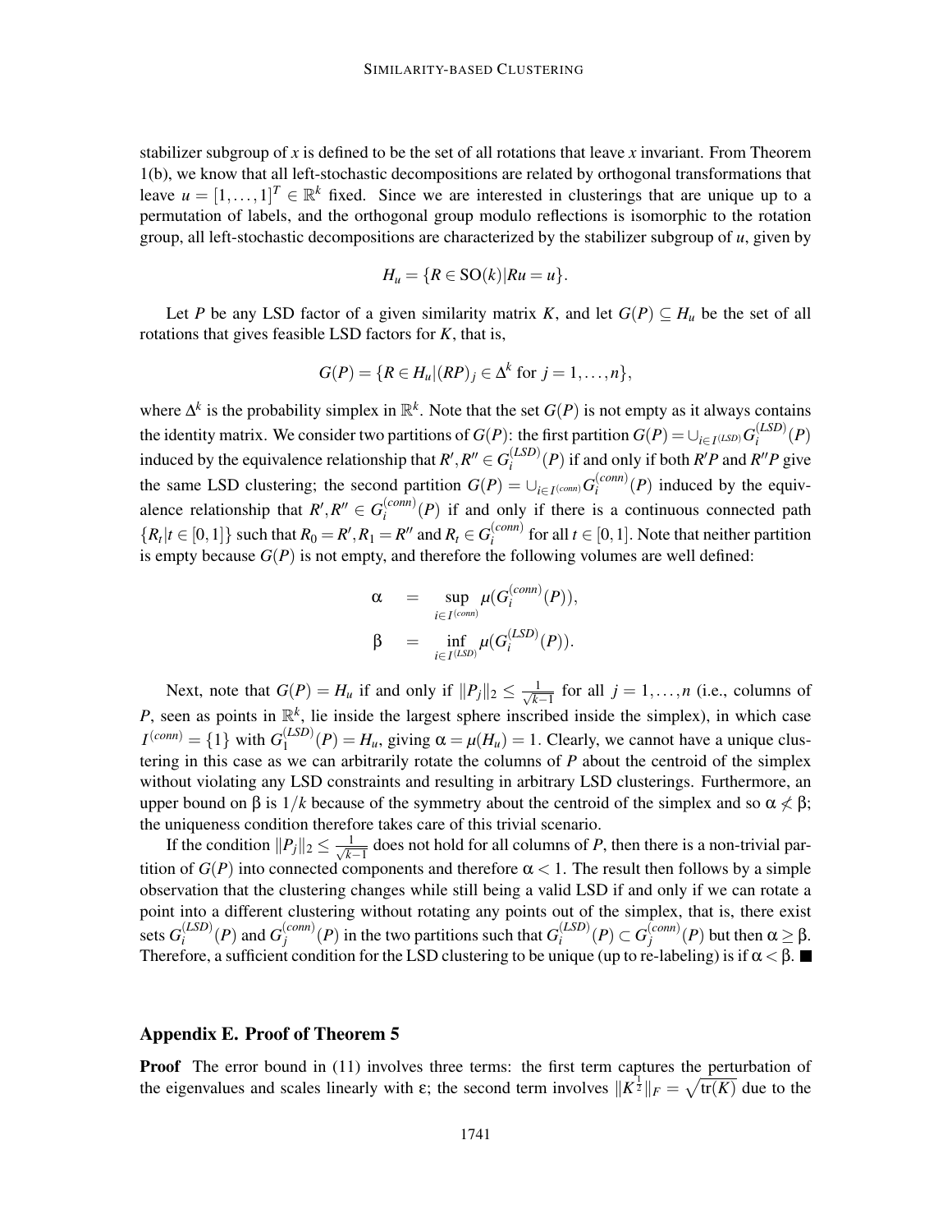stabilizer subgroup of $x$ is defined to be the set of all rotations that leave $x$ invariant. From Theorem 1(b), we know that all left-stochastic decompositions are related by orthogonal transformations that leave $u = [1,\ldots,1]^T \in \mathbb{R}^k$ fixed. Since we are interested in clusterings that are unique up to a permutation of labels, and the orthogonal group modulo reflections is isomorphic to the rotation group, all left-stochastic decompositions are characterized by the stabilizer subgroup of $u$, given by

$$H_u = \{R \in \mathrm{SO}(k) | Ru = u\}.$$

Let $P$ be any LSD factor of a given similarity matrix $K$, and let $G(P) \subseteq H_u$ be the set of all rotations that gives feasible LSD factors for $K$, that is,

$$G(P) = \{R \in H_u | (RP)_j \in \Delta^k \text{ for } j = 1,\ldots,n\},$$

where $\Delta^k$ is the probability simplex in $\mathbb{R}^k$. Note that the set $G(P)$ is not empty as it always contains the identity matrix. We consider two partitions of $G(P)$: the first partition $G(P) = \cup_{i\in I^{(LSD)}} G_i^{(LSD)}(P)$ induced by the equivalence relationship that $R', R'' \in G_i^{(LSD)}(P)$ if and only if both $R'P$ and $R''P$ give the same LSD clustering; the second partition $G(P) = \cup_{i\in I^{(conn)}} G_i^{(conn)}(P)$ induced by the equivalence relationship that $R', R'' \in G_i^{(conn)}(P)$ if and only if there is a continuous connected path $\{R_t | t \in [0,1]\}$ such that $R_0 = R', R_1 = R''$ and $R_t \in G_i^{(conn)}$ for all $t \in [0,1]$. Note that neither partition is empty because $G(P)$ is not empty, and therefore the following volumes are well defined:

$$\begin{aligned}
\alpha &= \sup_{i\in I^{(conn)}} \mu(G_i^{(conn)}(P)), \\
\beta &= \inf_{i\in I^{(LSD)}} \mu(G_i^{(LSD)}(P)).
\end{aligned}$$

Next, note that $G(P) = H_u$ if and only if $\|P_j\|_2 \leq \frac{1}{\sqrt{k-1}}$ for all $j = 1,\ldots,n$ (i.e., columns of $P$, seen as points in $\mathbb{R}^k$, lie inside the largest sphere inscribed inside the simplex), in which case $I^{(conn)} = \{1\}$ with $G_1^{(LSD)}(P) = H_u$, giving $\alpha = \mu(H_u) = 1$. Clearly, we cannot have a unique clustering in this case as we can arbitrarily rotate the columns of $P$ about the centroid of the simplex without violating any LSD constraints and resulting in arbitrary LSD clusterings. Furthermore, an upper bound on $\beta$ is $1/k$ because of the symmetry about the centroid of the simplex and so $\alpha \not< \beta$; the uniqueness condition therefore takes care of this trivial scenario.

If the condition $\|P_j\|_2 \leq \frac{1}{\sqrt{k-1}}$ does not hold for all columns of $P$, then there is a non-trivial partition of $G(P)$ into connected components and therefore $\alpha < 1$. The result then follows by a simple observation that the clustering changes while still being a valid LSD if and only if we can rotate a point into a different clustering without rotating any points out of the simplex, that is, there exist sets $G_i^{(LSD)}(P)$ and $G_j^{(conn)}(P)$ in the two partitions such that $G_i^{(LSD)}(P) \subset G_j^{(conn)}(P)$ but then $\alpha \geq \beta$. Therefore, a sufficient condition for the LSD clustering to be unique (up to re-labeling) is if $\alpha < \beta$. ■

## Appendix E. Proof of Theorem 5

**Proof** The error bound in (11) involves three terms: the first term captures the perturbation of the eigenvalues and scales linearly with $\varepsilon$; the second term involves $\|K^{\frac{1}{2}}\|_F = \sqrt{\mathrm{tr}(K)}$ due to the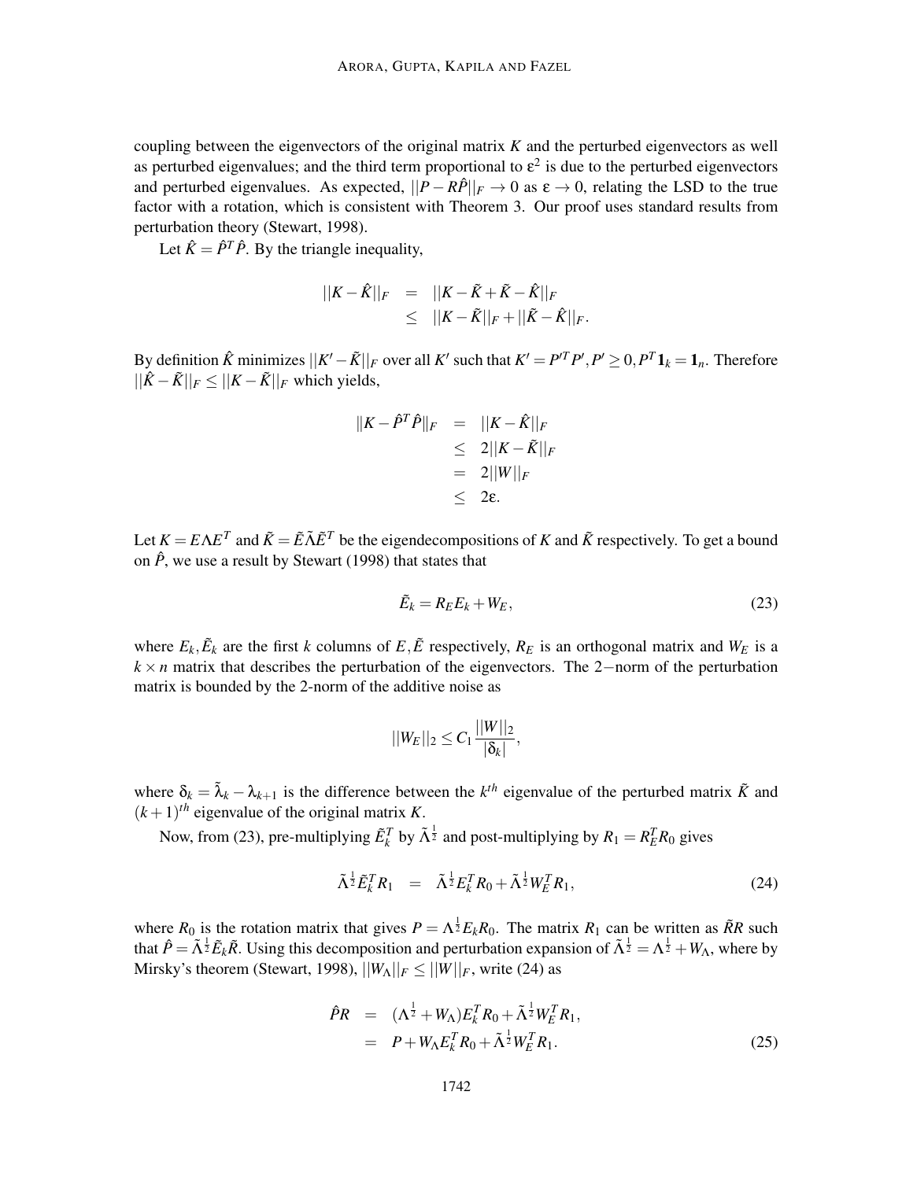coupling between the eigenvectors of the original matrix $K$ and the perturbed eigenvectors as well as perturbed eigenvalues; and the third term proportional to $\varepsilon^2$ is due to the perturbed eigenvectors and perturbed eigenvalues. As expected, $||P - R\hat{P}||_F \to 0$ as $\varepsilon \to 0$, relating the LSD to the true factor with a rotation, which is consistent with Theorem 3. Our proof uses standard results from perturbation theory (Stewart, 1998).

Let $\hat{K} = \hat{P}^T\hat{P}$. By the triangle inequality,

$$
\begin{aligned}
||K - \hat{K}||_F &= ||K - \tilde{K} + \tilde{K} - \hat{K}||_F \\
&\leq ||K - \tilde{K}||_F + ||\tilde{K} - \hat{K}||_F.
\end{aligned}
$$

By definition $\hat{K}$ minimizes $||K' - \tilde{K}||_F$ over all $K'$ such that $K' = P'^T P', P' \geq 0, P^T \mathbf{1}_k = \mathbf{1}_n$. Therefore $||\hat{K} - \tilde{K}||_F \leq ||K - \tilde{K}||_F$ which yields,

$$
\begin{aligned}
\|K - \hat{P}^T\hat{P}\|_F &= ||K - \hat{K}||_F \\
&\leq 2||K - \tilde{K}||_F \\
&= 2||W||_F \\
&\leq 2\varepsilon.
\end{aligned}
$$

Let $K = E\Lambda E^T$ and $\tilde{K} = \tilde{E}\tilde{\Lambda}\tilde{E}^T$ be the eigendecompositions of $K$ and $\tilde{K}$ respectively. To get a bound on $\hat{P}$, we use a result by Stewart (1998) that states that

$$
\tilde{E}_k = R_E E_k + W_E, \tag{23}
$$

where $E_k, \tilde{E}_k$ are the first $k$ columns of $E, \tilde{E}$ respectively, $R_E$ is an orthogonal matrix and $W_E$ is a $k \times n$ matrix that describes the perturbation of the eigenvectors. The 2−norm of the perturbation matrix is bounded by the 2-norm of the additive noise as

$$
||W_E||_2 \leq C_1 \frac{||W||_2}{|\delta_k|},
$$

where $\delta_k = \tilde{\lambda}_k - \lambda_{k+1}$ is the difference between the $k^{th}$ eigenvalue of the perturbed matrix $\tilde{K}$ and $(k+1)^{th}$ eigenvalue of the original matrix $K$.

Now, from (23), pre-multiplying $\tilde{E}_k^T$ by $\tilde{\Lambda}^{\frac{1}{2}}$ and post-multiplying by $R_1 = R_E^T R_0$ gives

$$
\tilde{\Lambda}^{\frac{1}{2}}\tilde{E}_k^T R_1 = \tilde{\Lambda}^{\frac{1}{2}} E_k^T R_0 + \tilde{\Lambda}^{\frac{1}{2}} W_E^T R_1, \tag{24}
$$

where $R_0$ is the rotation matrix that gives $P = \Lambda^{\frac{1}{2}} E_k R_0$. The matrix $R_1$ can be written as $\tilde{R}R$ such that $\hat{P} = \tilde{\Lambda}^{\frac{1}{2}}\tilde{E}_k\tilde{R}$. Using this decomposition and perturbation expansion of $\tilde{\Lambda}^{\frac{1}{2}} = \Lambda^{\frac{1}{2}} + W_\Lambda$, where by Mirsky's theorem (Stewart, 1998), $||W_\Lambda||_F \leq ||W||_F$, write (24) as

$$
\begin{aligned}
\hat{P}R &= (\Lambda^{\frac{1}{2}} + W_\Lambda)E_k^T R_0 + \tilde{\Lambda}^{\frac{1}{2}} W_E^T R_1, \\
&= P + W_\Lambda E_k^T R_0 + \tilde{\Lambda}^{\frac{1}{2}} W_E^T R_1.
\end{aligned} \tag{25}
$$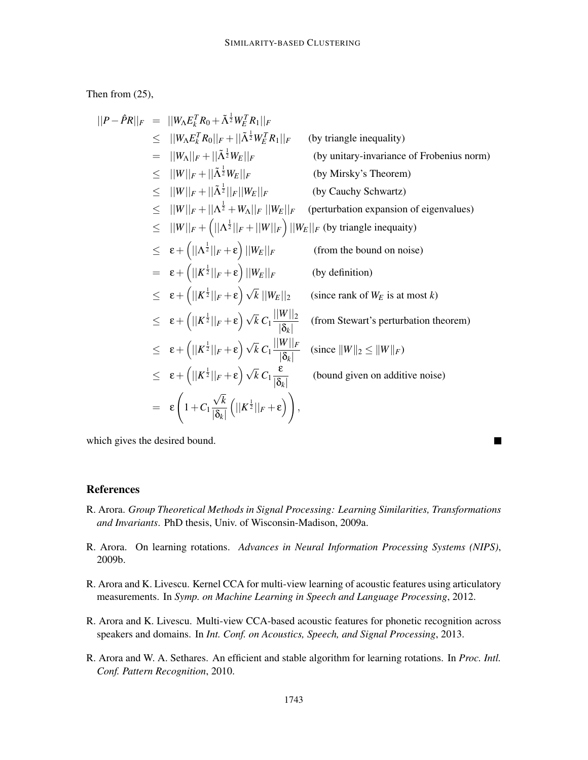Then from (25),

$$
\begin{aligned}
||P - \hat{P}R||_F &= ||W_\Lambda E_k^T R_0 + \tilde{\Lambda}^{\frac{1}{2}} W_E^T R_1||_F \\
&\leq ||W_\Lambda E_k^T R_0||_F + ||\tilde{\Lambda}^{\frac{1}{2}} W_E^T R_1||_F \quad \text{(by triangle inequality)} \\
&= ||W_\Lambda||_F + ||\tilde{\Lambda}^{\frac{1}{2}} W_E||_F \quad \text{(by unitary-invariance of Frobenius norm)} \\
&\leq ||W||_F + ||\tilde{\Lambda}^{\frac{1}{2}} W_E||_F \quad \text{(by Mirsky's Theorem)} \\
&\leq ||W||_F + ||\tilde{\Lambda}^{\frac{1}{2}}||_F ||W_E||_F \quad \text{(by Cauchy Schwartz)} \\
&\leq ||W||_F + ||\Lambda^{\frac{1}{2}} + W_\Lambda||_F \; ||W_E||_F \quad \text{(perturbation expansion of eigenvalues)} \\
&\leq ||W||_F + \left(||\Lambda^{\frac{1}{2}}||_F + ||W||_F\right) ||W_E||_F \quad \text{(by triangle inequaity)} \\
&\leq \varepsilon + \left(||\Lambda^{\frac{1}{2}}||_F + \varepsilon\right) ||W_E||_F \quad \text{(from the bound on noise)} \\
&= \varepsilon + \left(||K^{\frac{1}{2}}||_F + \varepsilon\right) ||W_E||_F \quad \text{(by definition)} \\
&\leq \varepsilon + \left(||K^{\frac{1}{2}}||_F + \varepsilon\right) \sqrt{k}\, ||W_E||_2 \quad \text{(since rank of } W_E \text{ is at most } k\text{)} \\
&\leq \varepsilon + \left(||K^{\frac{1}{2}}||_F + \varepsilon\right) \sqrt{k}\, C_1 \frac{||W||_2}{|\delta_k|} \quad \text{(from Stewart's perturbation theorem)} \\
&\leq \varepsilon + \left(||K^{\frac{1}{2}}||_F + \varepsilon\right) \sqrt{k}\, C_1 \frac{||W||_F}{|\delta_k|} \quad \text{(since } \|W\|_2 \leq \|W\|_F\text{)} \\
&\leq \varepsilon + \left(||K^{\frac{1}{2}}||_F + \varepsilon\right) \sqrt{k}\, C_1 \frac{\varepsilon}{|\delta_k|} \quad \text{(bound given on additive noise)} \\
&= \varepsilon \left(1 + C_1 \frac{\sqrt{k}}{|\delta_k|} \left(||K^{\frac{1}{2}}||_F + \varepsilon\right)\right),
\end{aligned}
$$

which gives the desired bound. ∎

## References

R. Arora. *Group Theoretical Methods in Signal Processing: Learning Similarities, Transformations and Invariants*. PhD thesis, Univ. of Wisconsin-Madison, 2009a.

R. Arora. On learning rotations. *Advances in Neural Information Processing Systems (NIPS)*, 2009b.

R. Arora and K. Livescu. Kernel CCA for multi-view learning of acoustic features using articulatory measurements. In *Symp. on Machine Learning in Speech and Language Processing*, 2012.

R. Arora and K. Livescu. Multi-view CCA-based acoustic features for phonetic recognition across speakers and domains. In *Int. Conf. on Acoustics, Speech, and Signal Processing*, 2013.

R. Arora and W. A. Sethares. An efficient and stable algorithm for learning rotations. In *Proc. Intl. Conf. Pattern Recognition*, 2010.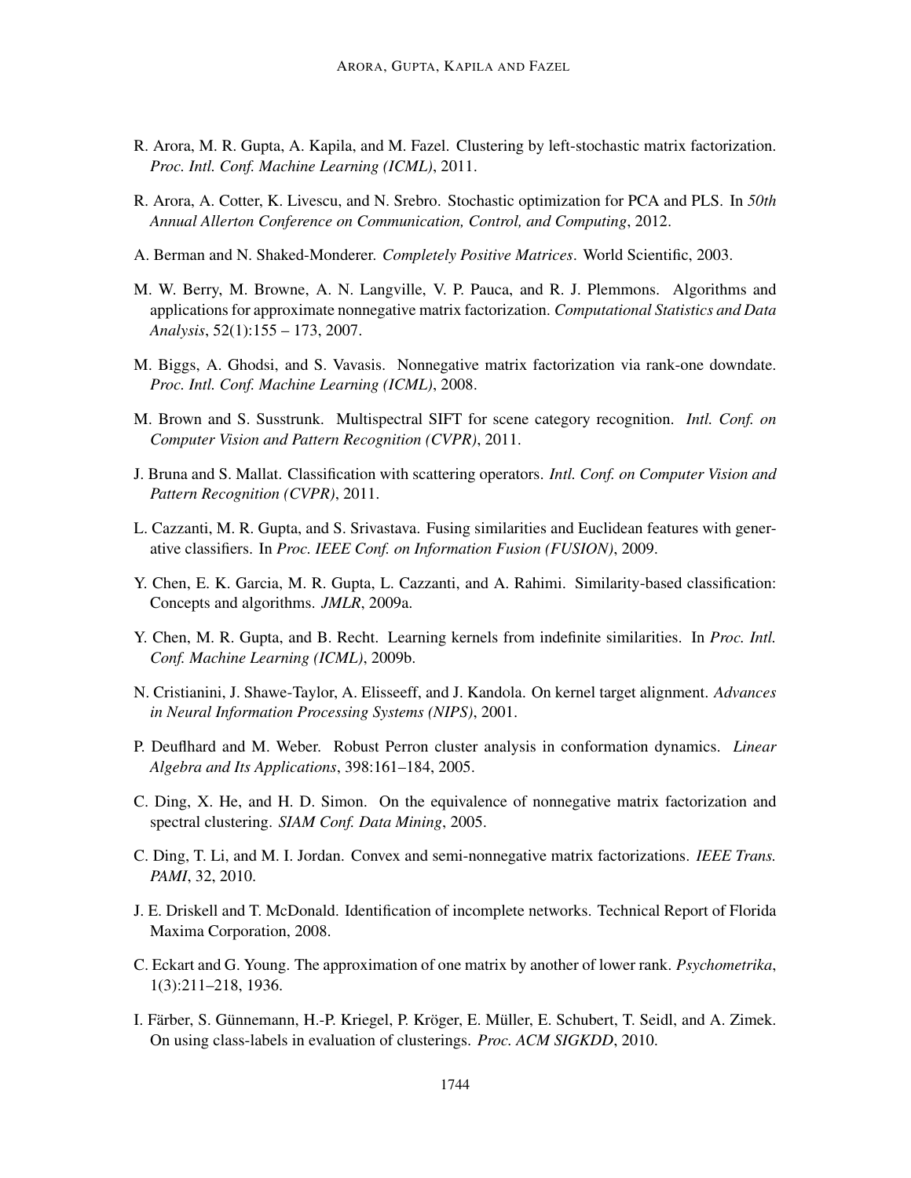R. Arora, M. R. Gupta, A. Kapila, and M. Fazel. Clustering by left-stochastic matrix factorization. *Proc. Intl. Conf. Machine Learning (ICML)*, 2011.

R. Arora, A. Cotter, K. Livescu, and N. Srebro. Stochastic optimization for PCA and PLS. In *50th Annual Allerton Conference on Communication, Control, and Computing*, 2012.

A. Berman and N. Shaked-Monderer. *Completely Positive Matrices*. World Scientific, 2003.

M. W. Berry, M. Browne, A. N. Langville, V. P. Pauca, and R. J. Plemmons. Algorithms and applications for approximate nonnegative matrix factorization. *Computational Statistics and Data Analysis*, 52(1):155 – 173, 2007.

M. Biggs, A. Ghodsi, and S. Vavasis. Nonnegative matrix factorization via rank-one downdate. *Proc. Intl. Conf. Machine Learning (ICML)*, 2008.

M. Brown and S. Susstrunk. Multispectral SIFT for scene category recognition. *Intl. Conf. on Computer Vision and Pattern Recognition (CVPR)*, 2011.

J. Bruna and S. Mallat. Classification with scattering operators. *Intl. Conf. on Computer Vision and Pattern Recognition (CVPR)*, 2011.

L. Cazzanti, M. R. Gupta, and S. Srivastava. Fusing similarities and Euclidean features with generative classifiers. In *Proc. IEEE Conf. on Information Fusion (FUSION)*, 2009.

Y. Chen, E. K. Garcia, M. R. Gupta, L. Cazzanti, and A. Rahimi. Similarity-based classification: Concepts and algorithms. *JMLR*, 2009a.

Y. Chen, M. R. Gupta, and B. Recht. Learning kernels from indefinite similarities. In *Proc. Intl. Conf. Machine Learning (ICML)*, 2009b.

N. Cristianini, J. Shawe-Taylor, A. Elisseeff, and J. Kandola. On kernel target alignment. *Advances in Neural Information Processing Systems (NIPS)*, 2001.

P. Deuflhard and M. Weber. Robust Perron cluster analysis in conformation dynamics. *Linear Algebra and Its Applications*, 398:161–184, 2005.

C. Ding, X. He, and H. D. Simon. On the equivalence of nonnegative matrix factorization and spectral clustering. *SIAM Conf. Data Mining*, 2005.

C. Ding, T. Li, and M. I. Jordan. Convex and semi-nonnegative matrix factorizations. *IEEE Trans. PAMI*, 32, 2010.

J. E. Driskell and T. McDonald. Identification of incomplete networks. Technical Report of Florida Maxima Corporation, 2008.

C. Eckart and G. Young. The approximation of one matrix by another of lower rank. *Psychometrika*, 1(3):211–218, 1936.

I. Färber, S. Günnemann, H.-P. Kriegel, P. Kröger, E. Müller, E. Schubert, T. Seidl, and A. Zimek. On using class-labels in evaluation of clusterings. *Proc. ACM SIGKDD*, 2010.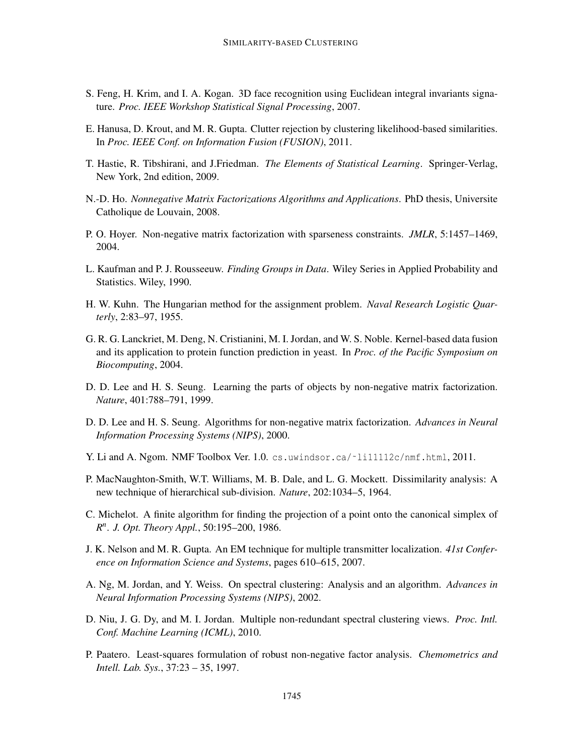S. Feng, H. Krim, and I. A. Kogan. 3D face recognition using Euclidean integral invariants signature. *Proc. IEEE Workshop Statistical Signal Processing*, 2007.

E. Hanusa, D. Krout, and M. R. Gupta. Clutter rejection by clustering likelihood-based similarities. In *Proc. IEEE Conf. on Information Fusion (FUSION)*, 2011.

T. Hastie, R. Tibshirani, and J.Friedman. *The Elements of Statistical Learning*. Springer-Verlag, New York, 2nd edition, 2009.

N.-D. Ho. *Nonnegative Matrix Factorizations Algorithms and Applications*. PhD thesis, Universite Catholique de Louvain, 2008.

P. O. Hoyer. Non-negative matrix factorization with sparseness constraints. *JMLR*, 5:1457–1469, 2004.

L. Kaufman and P. J. Rousseeuw. *Finding Groups in Data*. Wiley Series in Applied Probability and Statistics. Wiley, 1990.

H. W. Kuhn. The Hungarian method for the assignment problem. *Naval Research Logistic Quarterly*, 2:83–97, 1955.

G. R. G. Lanckriet, M. Deng, N. Cristianini, M. I. Jordan, and W. S. Noble. Kernel-based data fusion and its application to protein function prediction in yeast. In *Proc. of the Pacific Symposium on Biocomputing*, 2004.

D. D. Lee and H. S. Seung. Learning the parts of objects by non-negative matrix factorization. *Nature*, 401:788–791, 1999.

D. D. Lee and H. S. Seung. Algorithms for non-negative matrix factorization. *Advances in Neural Information Processing Systems (NIPS)*, 2000.

Y. Li and A. Ngom. NMF Toolbox Ver. 1.0. `cs.uwindsor.ca/~li11112c/nmf.html`, 2011.

P. MacNaughton-Smith, W.T. Williams, M. B. Dale, and L. G. Mockett. Dissimilarity analysis: A new technique of hierarchical sub-division. *Nature*, 202:1034–5, 1964.

C. Michelot. A finite algorithm for finding the projection of a point onto the canonical simplex of $R^n$. *J. Opt. Theory Appl.*, 50:195–200, 1986.

J. K. Nelson and M. R. Gupta. An EM technique for multiple transmitter localization. *41st Conference on Information Science and Systems*, pages 610–615, 2007.

A. Ng, M. Jordan, and Y. Weiss. On spectral clustering: Analysis and an algorithm. *Advances in Neural Information Processing Systems (NIPS)*, 2002.

D. Niu, J. G. Dy, and M. I. Jordan. Multiple non-redundant spectral clustering views. *Proc. Intl. Conf. Machine Learning (ICML)*, 2010.

P. Paatero. Least-squares formulation of robust non-negative factor analysis. *Chemometrics and Intell. Lab. Sys.*, 37:23 – 35, 1997.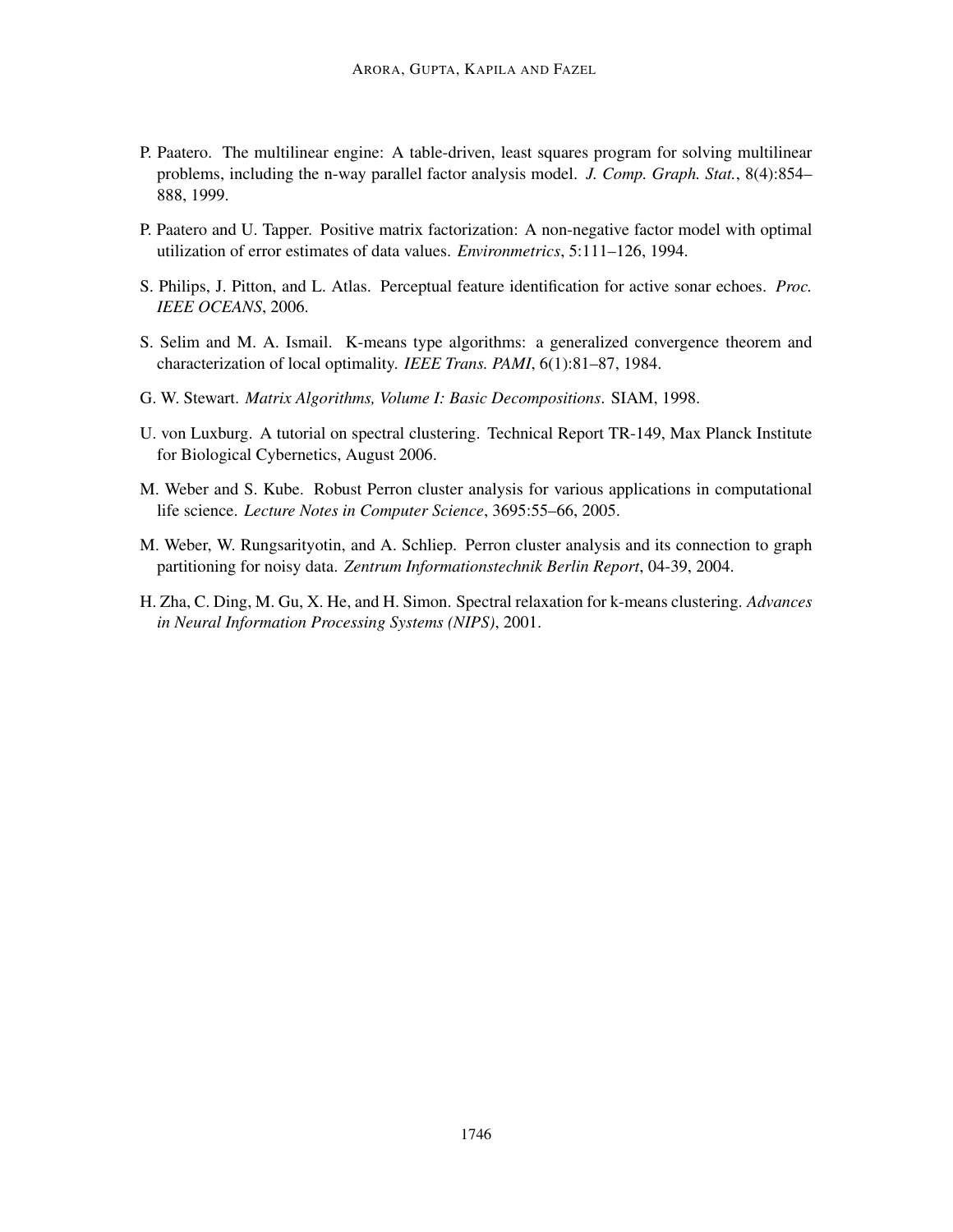P. Paatero. The multilinear engine: A table-driven, least squares program for solving multilinear problems, including the n-way parallel factor analysis model. *J. Comp. Graph. Stat.*, 8(4):854–888, 1999.

P. Paatero and U. Tapper. Positive matrix factorization: A non-negative factor model with optimal utilization of error estimates of data values. *Environmetrics*, 5:111–126, 1994.

S. Philips, J. Pitton, and L. Atlas. Perceptual feature identification for active sonar echoes. *Proc. IEEE OCEANS*, 2006.

S. Selim and M. A. Ismail. K-means type algorithms: a generalized convergence theorem and characterization of local optimality. *IEEE Trans. PAMI*, 6(1):81–87, 1984.

G. W. Stewart. *Matrix Algorithms, Volume I: Basic Decompositions*. SIAM, 1998.

U. von Luxburg. A tutorial on spectral clustering. Technical Report TR-149, Max Planck Institute for Biological Cybernetics, August 2006.

M. Weber and S. Kube. Robust Perron cluster analysis for various applications in computational life science. *Lecture Notes in Computer Science*, 3695:55–66, 2005.

M. Weber, W. Rungsarityotin, and A. Schliep. Perron cluster analysis and its connection to graph partitioning for noisy data. *Zentrum Informationstechnik Berlin Report*, 04-39, 2004.

H. Zha, C. Ding, M. Gu, X. He, and H. Simon. Spectral relaxation for k-means clustering. *Advances in Neural Information Processing Systems (NIPS)*, 2001.